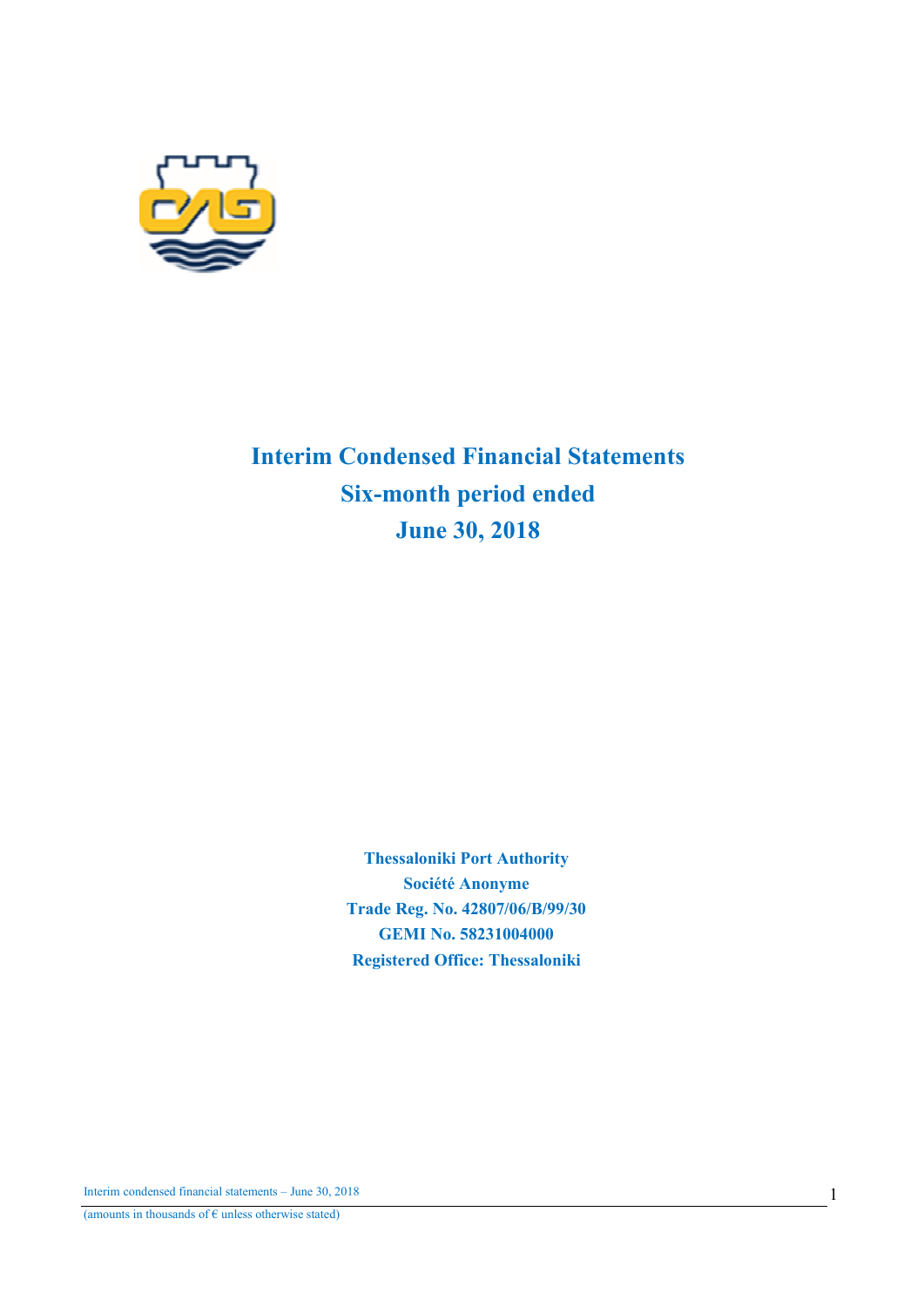# Interim Condensed Financial Statements
# Six-month period ended
# June 30, 2018

**Thessaloniki Port Authority**
**Société Anonyme**
**Trade Reg. No. 42807/06/B/99/30**
**GEMI No. 58231004000**
**Registered Office: Thessaloniki**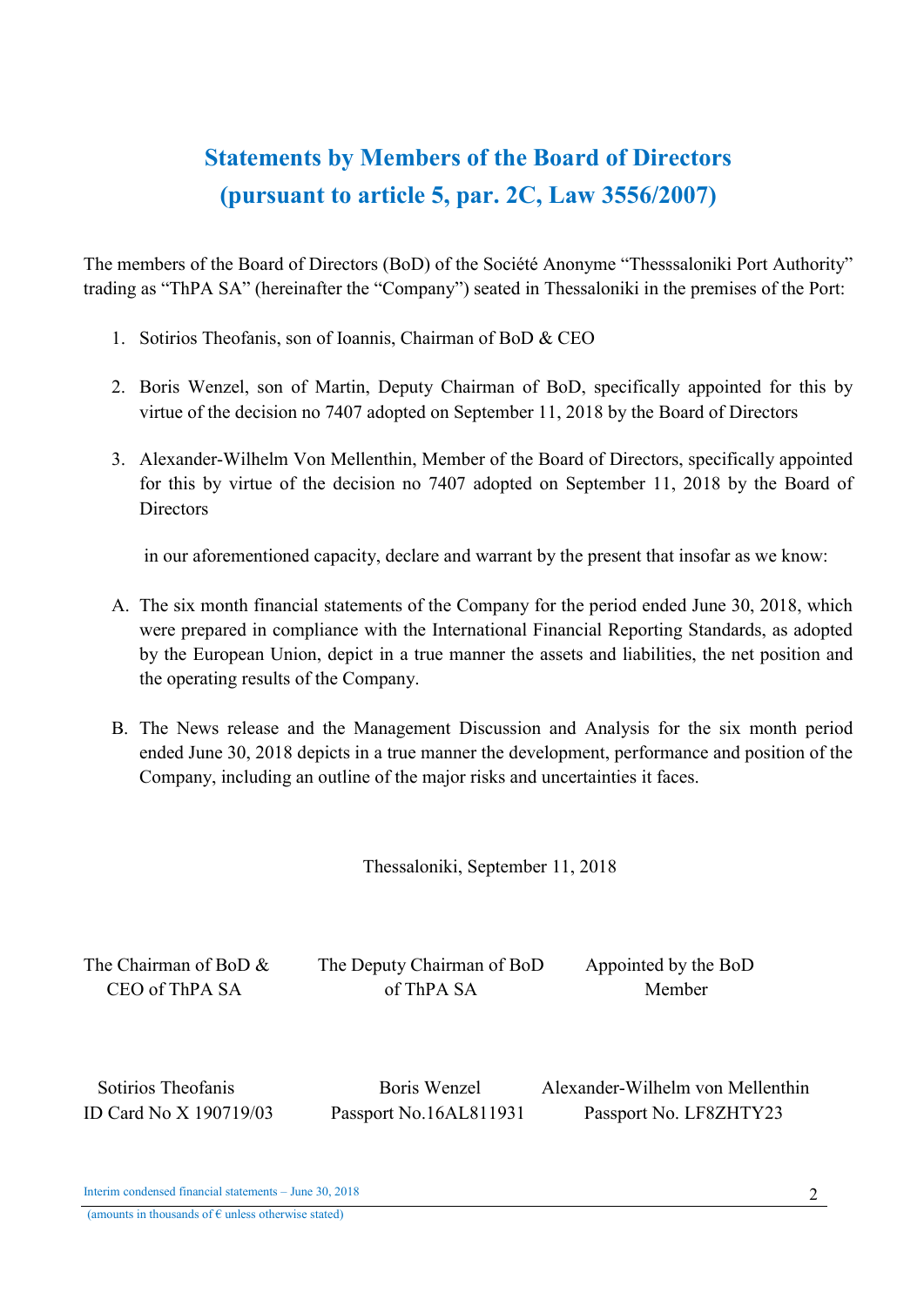# Statements by Members of the Board of Directors
# (pursuant to article 5, par. 2C, Law 3556/2007)

The members of the Board of Directors (BoD) of the Société Anonyme "Thesssaloniki Port Authority" trading as "ThPA SA" (hereinafter the "Company") seated in Thessaloniki in the premises of the Port:

1. Sotirios Theofanis, son of Ioannis, Chairman of BoD & CEO
2. Boris Wenzel, son of Martin, Deputy Chairman of BoD, specifically appointed for this by virtue of the decision no 7407 adopted on September 11, 2018 by the Board of Directors
3. Alexander-Wilhelm Von Mellenthin, Member of the Board of Directors, specifically appointed for this by virtue of the decision no 7407 adopted on September 11, 2018 by the Board of Directors

in our aforementioned capacity, declare and warrant by the present that insofar as we know:

A. The six month financial statements of the Company for the period ended June 30, 2018, which were prepared in compliance with the International Financial Reporting Standards, as adopted by the European Union, depict in a true manner the assets and liabilities, the net position and the operating results of the Company.

B. The News release and the Management Discussion and Analysis for the six month period ended June 30, 2018 depicts in a true manner the development, performance and position of the Company, including an outline of the major risks and uncertainties it faces.

Thessaloniki, September 11, 2018

| The Chairman of BoD & CEO of ThPA SA | The Deputy Chairman of BoD of ThPA SA | Appointed by the BoD Member |
|---|---|---|
| Sotirios Theofanis | Boris Wenzel | Alexander-Wilhelm von Mellenthin |
| ID Card No X 190719/03 | Passport No.16AL811931 | Passport No. LF8ZHTY23 |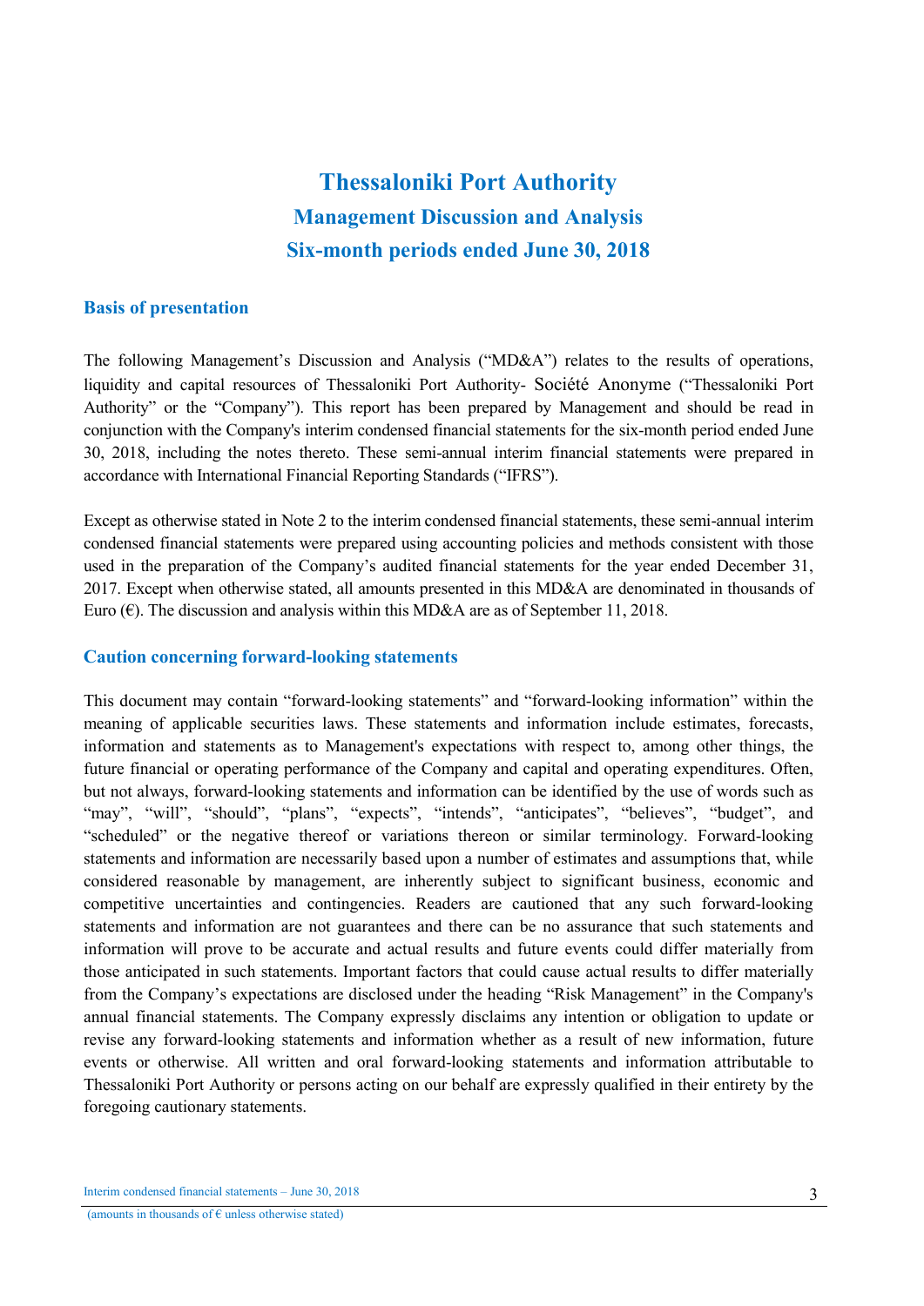# Thessaloniki Port Authority

## Management Discussion and Analysis

## Six-month periods ended June 30, 2018

### Basis of presentation

The following Management's Discussion and Analysis ("MD&A") relates to the results of operations, liquidity and capital resources of Thessaloniki Port Authority- Société Anonyme ("Thessaloniki Port Authority" or the "Company"). This report has been prepared by Management and should be read in conjunction with the Company's interim condensed financial statements for the six-month period ended June 30, 2018, including the notes thereto. These semi-annual interim financial statements were prepared in accordance with International Financial Reporting Standards ("IFRS").

Except as otherwise stated in Note 2 to the interim condensed financial statements, these semi-annual interim condensed financial statements were prepared using accounting policies and methods consistent with those used in the preparation of the Company's audited financial statements for the year ended December 31, 2017. Except when otherwise stated, all amounts presented in this MD&A are denominated in thousands of Euro (€). The discussion and analysis within this MD&A are as of September 11, 2018.

### Caution concerning forward-looking statements

This document may contain "forward-looking statements" and "forward-looking information" within the meaning of applicable securities laws. These statements and information include estimates, forecasts, information and statements as to Management's expectations with respect to, among other things, the future financial or operating performance of the Company and capital and operating expenditures. Often, but not always, forward-looking statements and information can be identified by the use of words such as "may", "will", "should", "plans", "expects", "intends", "anticipates", "believes", "budget", and "scheduled" or the negative thereof or variations thereon or similar terminology. Forward-looking statements and information are necessarily based upon a number of estimates and assumptions that, while considered reasonable by management, are inherently subject to significant business, economic and competitive uncertainties and contingencies. Readers are cautioned that any such forward-looking statements and information are not guarantees and there can be no assurance that such statements and information will prove to be accurate and actual results and future events could differ materially from those anticipated in such statements. Important factors that could cause actual results to differ materially from the Company's expectations are disclosed under the heading "Risk Management" in the Company's annual financial statements. The Company expressly disclaims any intention or obligation to update or revise any forward-looking statements and information whether as a result of new information, future events or otherwise. All written and oral forward-looking statements and information attributable to Thessaloniki Port Authority or persons acting on our behalf are expressly qualified in their entirety by the foregoing cautionary statements.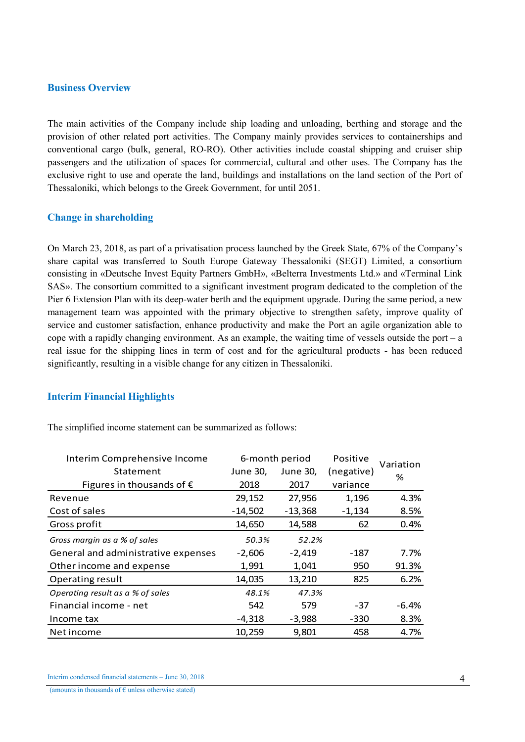## Business Overview

The main activities of the Company include ship loading and unloading, berthing and storage and the provision of other related port activities. The Company mainly provides services to containerships and conventional cargo (bulk, general, RO-RO). Other activities include coastal shipping and cruiser ship passengers and the utilization of spaces for commercial, cultural and other uses. The Company has the exclusive right to use and operate the land, buildings and installations on the land section of the Port of Thessaloniki, which belongs to the Greek Government, for until 2051.

## Change in shareholding

On March 23, 2018, as part of a privatisation process launched by the Greek State, 67% of the Company's share capital was transferred to South Europe Gateway Thessaloniki (SEGT) Limited, a consortium consisting in «Deutsche Invest Equity Partners GmbH», «Belterra Investments Ltd.» and «Terminal Link SAS». The consortium committed to a significant investment program dedicated to the completion of the Pier 6 Extension Plan with its deep-water berth and the equipment upgrade. During the same period, a new management team was appointed with the primary objective to strengthen safety, improve quality of service and customer satisfaction, enhance productivity and make the Port an agile organization able to cope with a rapidly changing environment. As an example, the waiting time of vessels outside the port – a real issue for the shipping lines in term of cost and for the agricultural products - has been reduced significantly, resulting in a visible change for any citizen in Thessaloniki.

## Interim Financial Highlights

The simplified income statement can be summarized as follows:

| Interim Comprehensive Income Statement<br>Figures in thousands of € | 6-month period<br>June 30, 2018 | <br>June 30, 2017 | Positive (negative) variance | Variation % |
|---|---|---|---|---|
| Revenue | 29,152 | 27,956 | 1,196 | 4.3% |
| Cost of sales | -14,502 | -13,368 | -1,134 | 8.5% |
| Gross profit | 14,650 | 14,588 | 62 | 0.4% |
| *Gross margin as a % of sales* | *50.3%* | *52.2%* | | |
| General and administrative expenses | -2,606 | -2,419 | -187 | 7.7% |
| Other income and expense | 1,991 | 1,041 | 950 | 91.3% |
| Operating result | 14,035 | 13,210 | 825 | 6.2% |
| *Operating result as a % of sales* | *48.1%* | *47.3%* | | |
| Financial income - net | 542 | 579 | -37 | -6.4% |
| Income tax | -4,318 | -3,988 | -330 | 8.3% |
| Net income | 10,259 | 9,801 | 458 | 4.7% |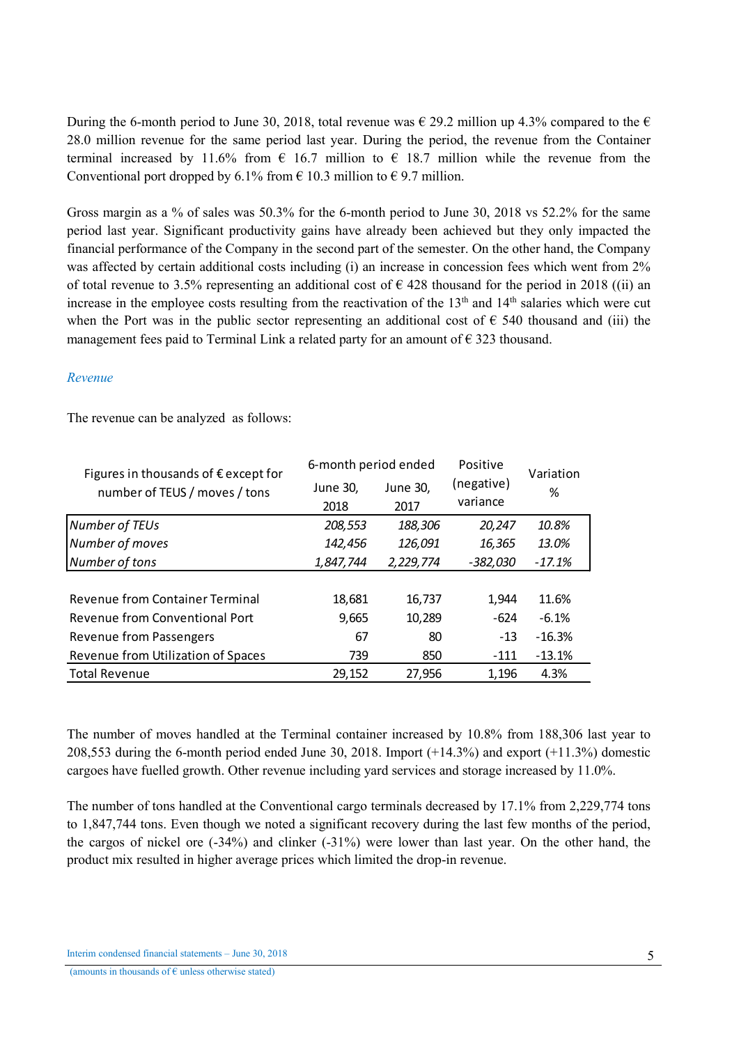During the 6-month period to June 30, 2018, total revenue was € 29.2 million up 4.3% compared to the € 28.0 million revenue for the same period last year. During the period, the revenue from the Container terminal increased by 11.6% from € 16.7 million to € 18.7 million while the revenue from the Conventional port dropped by 6.1% from € 10.3 million to € 9.7 million.

Gross margin as a % of sales was 50.3% for the 6-month period to June 30, 2018 vs 52.2% for the same period last year. Significant productivity gains have already been achieved but they only impacted the financial performance of the Company in the second part of the semester. On the other hand, the Company was affected by certain additional costs including (i) an increase in concession fees which went from 2% of total revenue to 3.5% representing an additional cost of € 428 thousand for the period in 2018 ((ii) an increase in the employee costs resulting from the reactivation of the 13th and 14th salaries which were cut when the Port was in the public sector representing an additional cost of € 540 thousand and (iii) the management fees paid to Terminal Link a related party for an amount of € 323 thousand.

*Revenue*

The revenue can be analyzed as follows:

| Figures in thousands of € except for number of TEUS / moves / tons | 6-month period ended | | Positive (negative) variance | Variation % |
|---|---|---|---|---|
| | June 30, 2018 | June 30, 2017 | | |
| *Number of TEUs* | *208,553* | *188,306* | *20,247* | *10.8%* |
| *Number of moves* | *142,456* | *126,091* | *16,365* | *13.0%* |
| *Number of tons* | *1,847,744* | *2,229,774* | *-382,030* | *-17.1%* |
| | | | | |
| Revenue from Container Terminal | 18,681 | 16,737 | 1,944 | 11.6% |
| Revenue from Conventional Port | 9,665 | 10,289 | -624 | -6.1% |
| Revenue from Passengers | 67 | 80 | -13 | -16.3% |
| Revenue from Utilization of Spaces | 739 | 850 | -111 | -13.1% |
| Total Revenue | 29,152 | 27,956 | 1,196 | 4.3% |

The number of moves handled at the Terminal container increased by 10.8% from 188,306 last year to 208,553 during the 6-month period ended June 30, 2018. Import (+14.3%) and export (+11.3%) domestic cargoes have fuelled growth. Other revenue including yard services and storage increased by 11.0%.

The number of tons handled at the Conventional cargo terminals decreased by 17.1% from 2,229,774 tons to 1,847,744 tons. Even though we noted a significant recovery during the last few months of the period, the cargos of nickel ore (-34%) and clinker (-31%) were lower than last year. On the other hand, the product mix resulted in higher average prices which limited the drop-in revenue.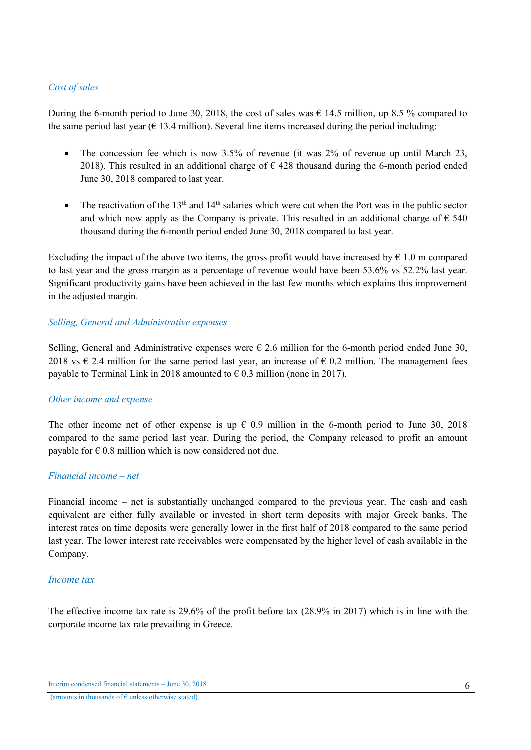*Cost of sales*

During the 6-month period to June 30, 2018, the cost of sales was € 14.5 million, up 8.5 % compared to the same period last year (€ 13.4 million). Several line items increased during the period including:

- The concession fee which is now 3.5% of revenue (it was 2% of revenue up until March 23, 2018). This resulted in an additional charge of € 428 thousand during the 6-month period ended June 30, 2018 compared to last year.

- The reactivation of the 13th and 14th salaries which were cut when the Port was in the public sector and which now apply as the Company is private. This resulted in an additional charge of € 540 thousand during the 6-month period ended June 30, 2018 compared to last year.

Excluding the impact of the above two items, the gross profit would have increased by € 1.0 m compared to last year and the gross margin as a percentage of revenue would have been 53.6% vs 52.2% last year. Significant productivity gains have been achieved in the last few months which explains this improvement in the adjusted margin.

*Selling, General and Administrative expenses*

Selling, General and Administrative expenses were € 2.6 million for the 6-month period ended June 30, 2018 vs € 2.4 million for the same period last year, an increase of € 0.2 million. The management fees payable to Terminal Link in 2018 amounted to € 0.3 million (none in 2017).

*Other income and expense*

The other income net of other expense is up € 0.9 million in the 6-month period to June 30, 2018 compared to the same period last year. During the period, the Company released to profit an amount payable for € 0.8 million which is now considered not due.

*Financial income – net*

Financial income – net is substantially unchanged compared to the previous year. The cash and cash equivalent are either fully available or invested in short term deposits with major Greek banks. The interest rates on time deposits were generally lower in the first half of 2018 compared to the same period last year. The lower interest rate receivables were compensated by the higher level of cash available in the Company.

*Income tax*

The effective income tax rate is 29.6% of the profit before tax (28.9% in 2017) which is in line with the corporate income tax rate prevailing in Greece.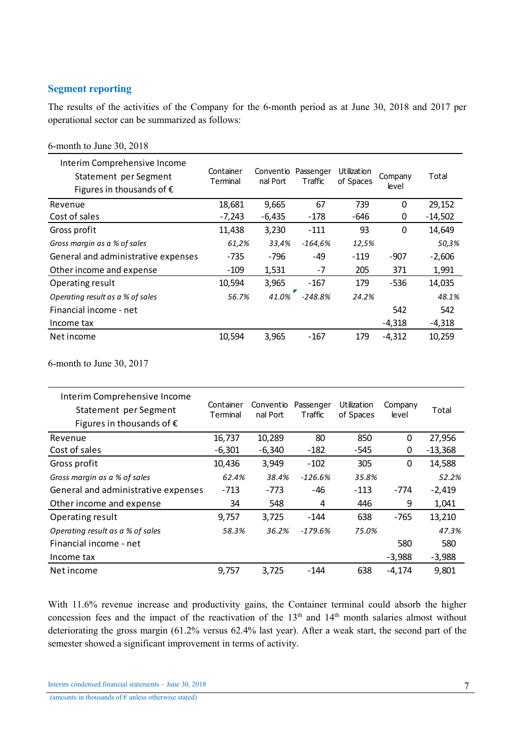## Segment reporting

The results of the activities of the Company for the 6-month period as at June 30, 2018 and 2017 per operational sector can be summarized as follows:

6-month to June 30, 2018

| Interim Comprehensive Income Statement per Segment Figures in thousands of € | Container Terminal | Conventional Port | Passenger Traffic | Utilization of Spaces | Company level | Total |
|---|---|---|---|---|---|---|
| Revenue | 18,681 | 9,665 | 67 | 739 | 0 | 29,152 |
| Cost of sales | -7,243 | -6,435 | -178 | -646 | 0 | -14,502 |
| Gross profit | 11,438 | 3,230 | -111 | 93 | 0 | 14,649 |
| *Gross margin as a % of sales* | *61,2%* | *33,4%* | *-164,6%* | *12,5%* | | *50,3%* |
| General and administrative expenses | -735 | -796 | -49 | -119 | -907 | -2,606 |
| Other income and expense | -109 | 1,531 | -7 | 205 | 371 | 1,991 |
| Operating result | 10,594 | 3,965 | -167 | 179 | -536 | 14,035 |
| *Operating result as a % of sales* | *56.7%* | *41.0%* | *-248.8%* | *24.2%* | | *48.1%* |
| Financial income - net | | | | | 542 | 542 |
| Income tax | | | | | -4,318 | -4,318 |
| Net income | 10,594 | 3,965 | -167 | 179 | -4,312 | 10,259 |

6-month to June 30, 2017

| Interim Comprehensive Income Statement per Segment Figures in thousands of € | Container Terminal | Conventional Port | Passenger Traffic | Utilization of Spaces | Company level | Total |
|---|---|---|---|---|---|---|
| Revenue | 16,737 | 10,289 | 80 | 850 | 0 | 27,956 |
| Cost of sales | -6,301 | -6,340 | -182 | -545 | 0 | -13,368 |
| Gross profit | 10,436 | 3,949 | -102 | 305 | 0 | 14,588 |
| *Gross margin as a % of sales* | *62.4%* | *38.4%* | *-126.6%* | *35.8%* | | *52.2%* |
| General and administrative expenses | -713 | -773 | -46 | -113 | -774 | -2,419 |
| Other income and expense | 34 | 548 | 4 | 446 | 9 | 1,041 |
| Operating result | 9,757 | 3,725 | -144 | 638 | -765 | 13,210 |
| *Operating result as a % of sales* | *58.3%* | *36.2%* | *-179.6%* | *75.0%* | | *47.3%* |
| Financial income - net | | | | | 580 | 580 |
| Income tax | | | | | -3,988 | -3,988 |
| Net income | 9,757 | 3,725 | -144 | 638 | -4,174 | 9,801 |

With 11.6% revenue increase and productivity gains, the Container terminal could absorb the higher concession fees and the impact of the reactivation of the 13th and 14th month salaries almost without deteriorating the gross margin (61.2% versus 62.4% last year). After a weak start, the second part of the semester showed a significant improvement in terms of activity.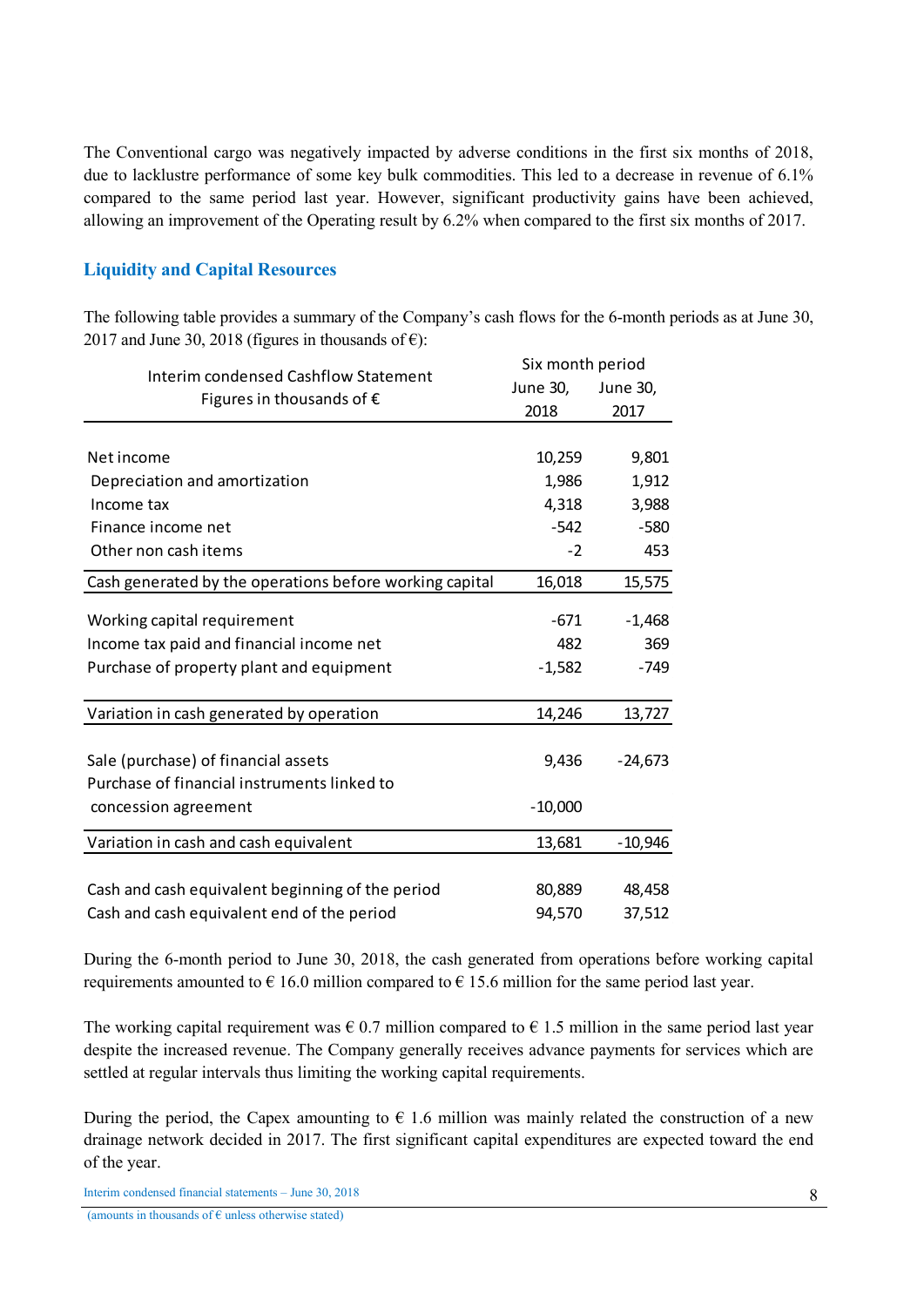The Conventional cargo was negatively impacted by adverse conditions in the first six months of 2018, due to lacklustre performance of some key bulk commodities. This led to a decrease in revenue of 6.1% compared to the same period last year. However, significant productivity gains have been achieved, allowing an improvement of the Operating result by 6.2% when compared to the first six months of 2017.

## Liquidity and Capital Resources

The following table provides a summary of the Company's cash flows for the 6-month periods as at June 30, 2017 and June 30, 2018 (figures in thousands of €):

| Interim condensed Cashflow Statement<br>Figures in thousands of € | Six month period | |
|---|---|---|
| | June 30, 2018 | June 30, 2017 |
| Net income | 10,259 | 9,801 |
| Depreciation and amortization | 1,986 | 1,912 |
| Income tax | 4,318 | 3,988 |
| Finance income net | -542 | -580 |
| Other non cash items | -2 | 453 |
| Cash generated by the operations before working capital | 16,018 | 15,575 |
| Working capital requirement | -671 | -1,468 |
| Income tax paid and financial income net | 482 | 369 |
| Purchase of property plant and equipment | -1,582 | -749 |
| Variation in cash generated by operation | 14,246 | 13,727 |
| Sale (purchase) of financial assets | 9,436 | -24,673 |
| Purchase of financial instruments linked to concession agreement | -10,000 | |
| Variation in cash and cash equivalent | 13,681 | -10,946 |
| Cash and cash equivalent beginning of the period | 80,889 | 48,458 |
| Cash and cash equivalent end of the period | 94,570 | 37,512 |

During the 6-month period to June 30, 2018, the cash generated from operations before working capital requirements amounted to € 16.0 million compared to € 15.6 million for the same period last year.

The working capital requirement was € 0.7 million compared to € 1.5 million in the same period last year despite the increased revenue. The Company generally receives advance payments for services which are settled at regular intervals thus limiting the working capital requirements.

During the period, the Capex amounting to € 1.6 million was mainly related the construction of a new drainage network decided in 2017. The first significant capital expenditures are expected toward the end of the year.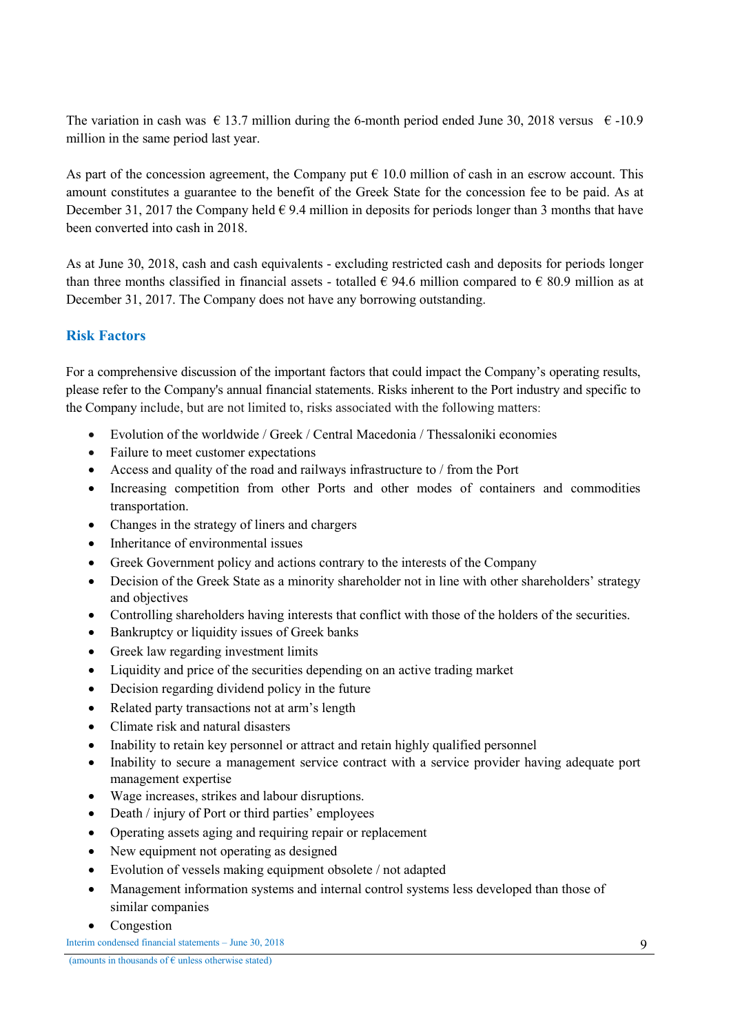The variation in cash was € 13.7 million during the 6-month period ended June 30, 2018 versus € -10.9 million in the same period last year.

As part of the concession agreement, the Company put € 10.0 million of cash in an escrow account. This amount constitutes a guarantee to the benefit of the Greek State for the concession fee to be paid. As at December 31, 2017 the Company held € 9.4 million in deposits for periods longer than 3 months that have been converted into cash in 2018.

As at June 30, 2018, cash and cash equivalents - excluding restricted cash and deposits for periods longer than three months classified in financial assets - totalled € 94.6 million compared to € 80.9 million as at December 31, 2017. The Company does not have any borrowing outstanding.

## Risk Factors

For a comprehensive discussion of the important factors that could impact the Company's operating results, please refer to the Company's annual financial statements. Risks inherent to the Port industry and specific to the Company include, but are not limited to, risks associated with the following matters:

- Evolution of the worldwide / Greek / Central Macedonia / Thessaloniki economies
- Failure to meet customer expectations
- Access and quality of the road and railways infrastructure to / from the Port
- Increasing competition from other Ports and other modes of containers and commodities transportation.
- Changes in the strategy of liners and chargers
- Inheritance of environmental issues
- Greek Government policy and actions contrary to the interests of the Company
- Decision of the Greek State as a minority shareholder not in line with other shareholders' strategy and objectives
- Controlling shareholders having interests that conflict with those of the holders of the securities.
- Bankruptcy or liquidity issues of Greek banks
- Greek law regarding investment limits
- Liquidity and price of the securities depending on an active trading market
- Decision regarding dividend policy in the future
- Related party transactions not at arm's length
- Climate risk and natural disasters
- Inability to retain key personnel or attract and retain highly qualified personnel
- Inability to secure a management service contract with a service provider having adequate port management expertise
- Wage increases, strikes and labour disruptions.
- Death / injury of Port or third parties' employees
- Operating assets aging and requiring repair or replacement
- New equipment not operating as designed
- Evolution of vessels making equipment obsolete / not adapted
- Management information systems and internal control systems less developed than those of similar companies
- Congestion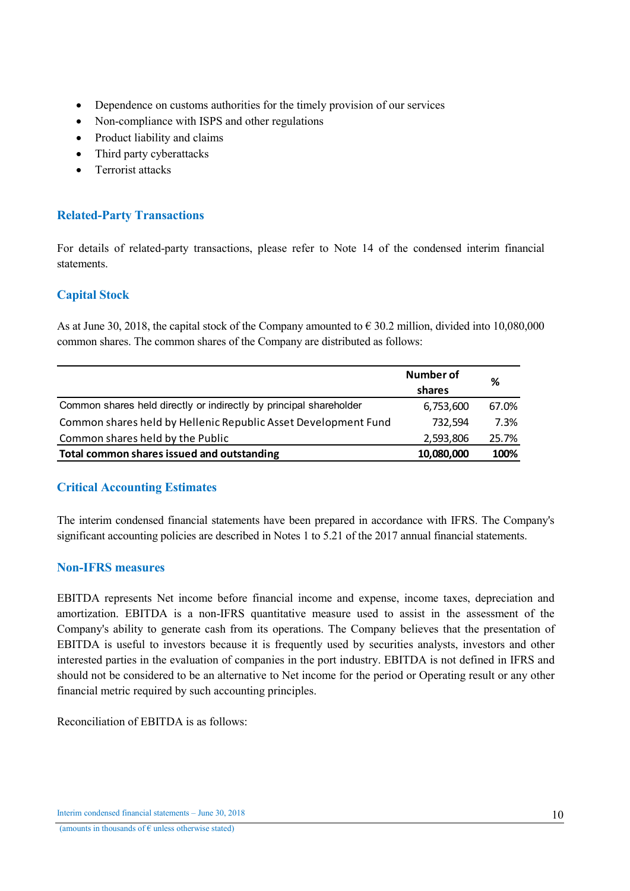- Dependence on customs authorities for the timely provision of our services
- Non-compliance with ISPS and other regulations
- Product liability and claims
- Third party cyberattacks
- Terrorist attacks

## Related-Party Transactions

For details of related-party transactions, please refer to Note 14 of the condensed interim financial statements.

## Capital Stock

As at June 30, 2018, the capital stock of the Company amounted to € 30.2 million, divided into 10,080,000 common shares. The common shares of the Company are distributed as follows:

| | Number of shares | % |
|---|---|---|
| Common shares held directly or indirectly by principal shareholder | 6,753,600 | 67.0% |
| Common shares held by Hellenic Republic Asset Development Fund | 732,594 | 7.3% |
| Common shares held by the Public | 2,593,806 | 25.7% |
| **Total common shares issued and outstanding** | **10,080,000** | **100%** |

## Critical Accounting Estimates

The interim condensed financial statements have been prepared in accordance with IFRS. The Company's significant accounting policies are described in Notes 1 to 5.21 of the 2017 annual financial statements.

## Non-IFRS measures

EBITDA represents Net income before financial income and expense, income taxes, depreciation and amortization. EBITDA is a non-IFRS quantitative measure used to assist in the assessment of the Company's ability to generate cash from its operations. The Company believes that the presentation of EBITDA is useful to investors because it is frequently used by securities analysts, investors and other interested parties in the evaluation of companies in the port industry. EBITDA is not defined in IFRS and should not be considered to be an alternative to Net income for the period or Operating result or any other financial metric required by such accounting principles.

Reconciliation of EBITDA is as follows: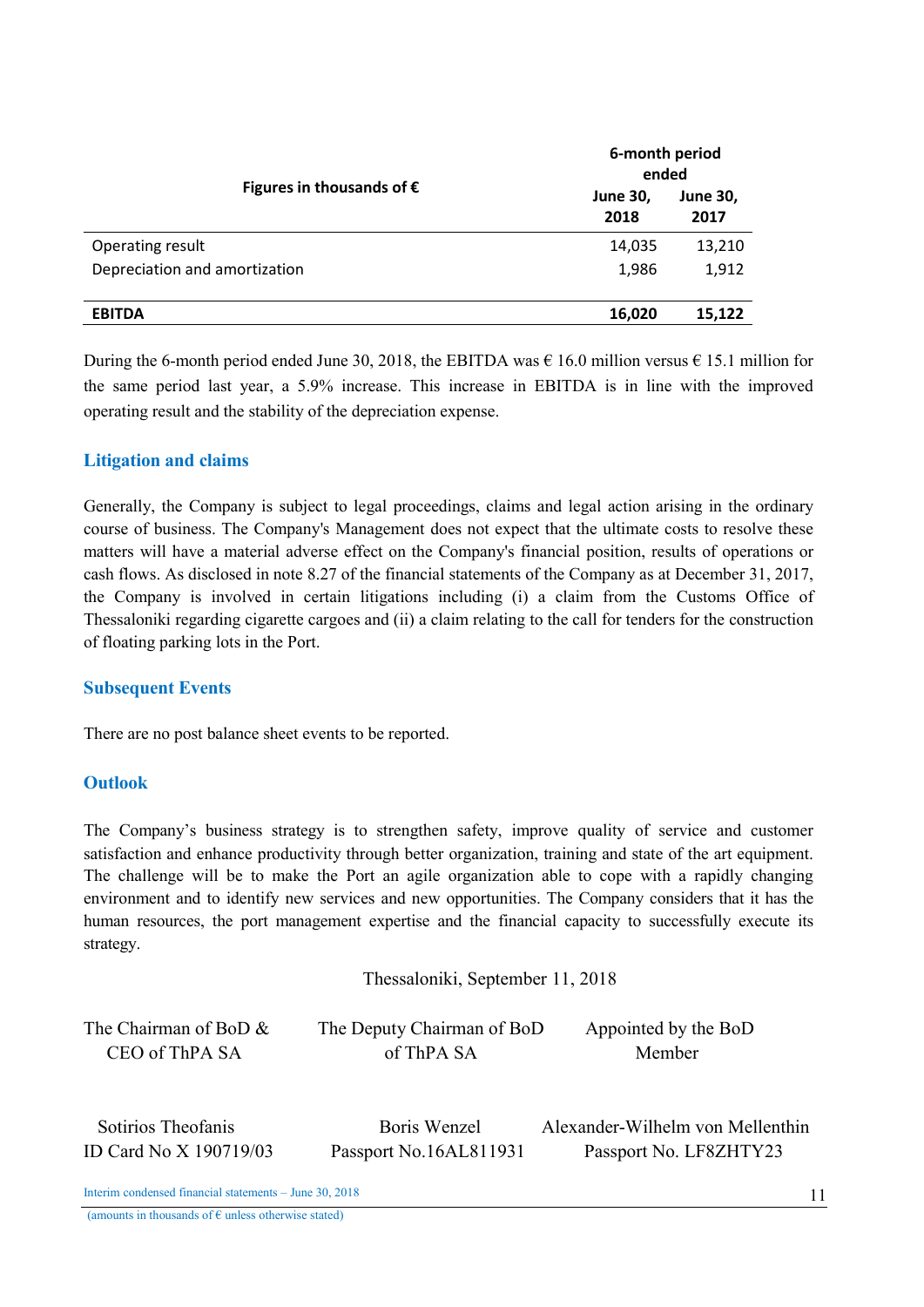| Figures in thousands of € | 6-month period ended | |
|---|---|---|
| | June 30, 2018 | June 30, 2017 |
| Operating result | 14,035 | 13,210 |
| Depreciation and amortization | 1,986 | 1,912 |
| **EBITDA** | **16,020** | **15,122** |

During the 6-month period ended June 30, 2018, the EBITDA was € 16.0 million versus € 15.1 million for the same period last year, a 5.9% increase. This increase in EBITDA is in line with the improved operating result and the stability of the depreciation expense.

## Litigation and claims

Generally, the Company is subject to legal proceedings, claims and legal action arising in the ordinary course of business. The Company's Management does not expect that the ultimate costs to resolve these matters will have a material adverse effect on the Company's financial position, results of operations or cash flows. As disclosed in note 8.27 of the financial statements of the Company as at December 31, 2017, the Company is involved in certain litigations including (i) a claim from the Customs Office of Thessaloniki regarding cigarette cargoes and (ii) a claim relating to the call for tenders for the construction of floating parking lots in the Port.

## Subsequent Events

There are no post balance sheet events to be reported.

## Outlook

The Company's business strategy is to strengthen safety, improve quality of service and customer satisfaction and enhance productivity through better organization, training and state of the art equipment. The challenge will be to make the Port an agile organization able to cope with a rapidly changing environment and to identify new services and new opportunities. The Company considers that it has the human resources, the port management expertise and the financial capacity to successfully execute its strategy.

Thessaloniki, September 11, 2018

| The Chairman of BoD & CEO of ThPA SA | The Deputy Chairman of BoD of ThPA SA | Appointed by the BoD Member |
|---|---|---|
| Sotirios Theofanis<br>ID Card No X 190719/03 | Boris Wenzel<br>Passport No.16AL811931 | Alexander-Wilhelm von Mellenthin<br>Passport No. LF8ZHTY23 |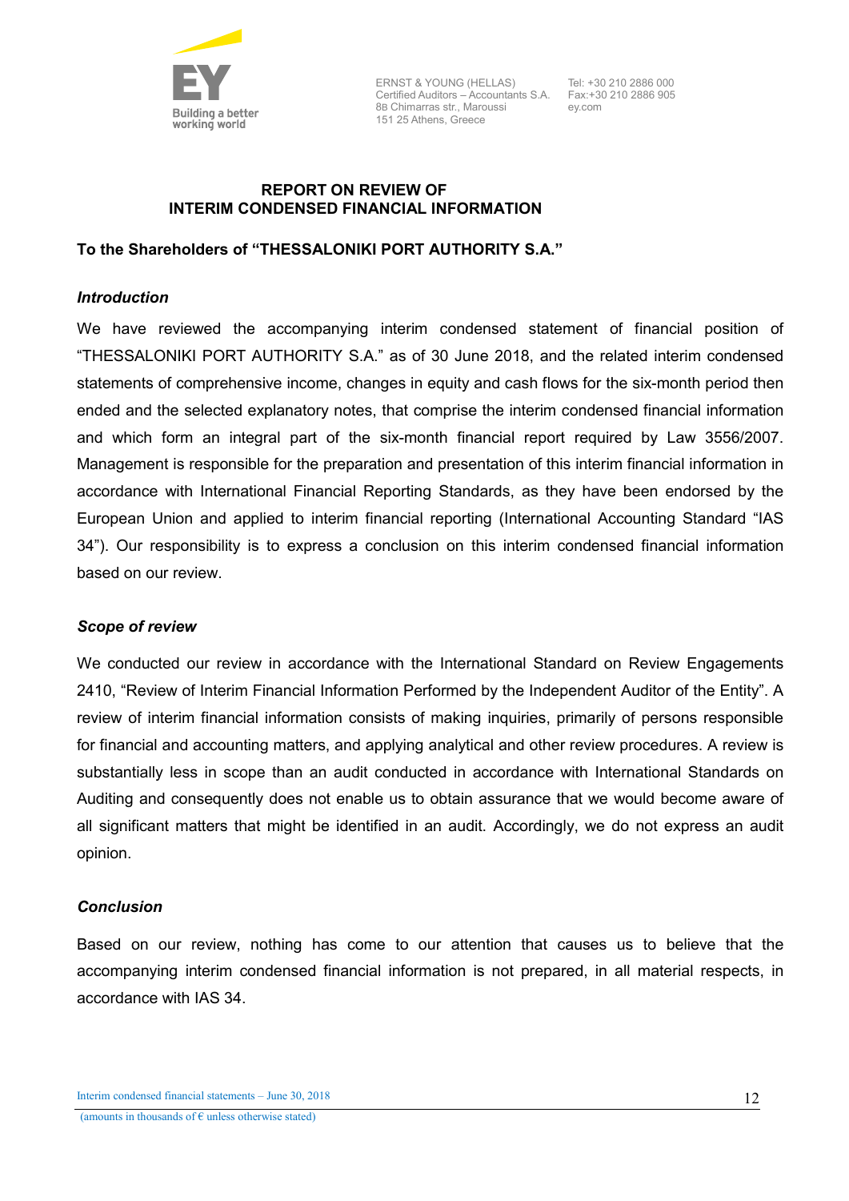ERNST & YOUNG (HELLAS)
Certified Auditors – Accountants S.A.
8B Chimarras str., Maroussi
151 25 Athens, Greece

Tel: +30 210 2886 000
Fax:+30 210 2886 905
ey.com

# REPORT ON REVIEW OF INTERIM CONDENSED FINANCIAL INFORMATION

**To the Shareholders of "THESSALONIKI PORT AUTHORITY S.A."**

### *Introduction*

We have reviewed the accompanying interim condensed statement of financial position of "THESSALONIKI PORT AUTHORITY S.A." as of 30 June 2018, and the related interim condensed statements of comprehensive income, changes in equity and cash flows for the six-month period then ended and the selected explanatory notes, that comprise the interim condensed financial information and which form an integral part of the six-month financial report required by Law 3556/2007. Management is responsible for the preparation and presentation of this interim financial information in accordance with International Financial Reporting Standards, as they have been endorsed by the European Union and applied to interim financial reporting (International Accounting Standard "IAS 34"). Our responsibility is to express a conclusion on this interim condensed financial information based on our review.

### *Scope of review*

We conducted our review in accordance with the International Standard on Review Engagements 2410, "Review of Interim Financial Information Performed by the Independent Auditor of the Entity". A review of interim financial information consists of making inquiries, primarily of persons responsible for financial and accounting matters, and applying analytical and other review procedures. A review is substantially less in scope than an audit conducted in accordance with International Standards on Auditing and consequently does not enable us to obtain assurance that we would become aware of all significant matters that might be identified in an audit. Accordingly, we do not express an audit opinion.

### *Conclusion*

Based on our review, nothing has come to our attention that causes us to believe that the accompanying interim condensed financial information is not prepared, in all material respects, in accordance with IAS 34.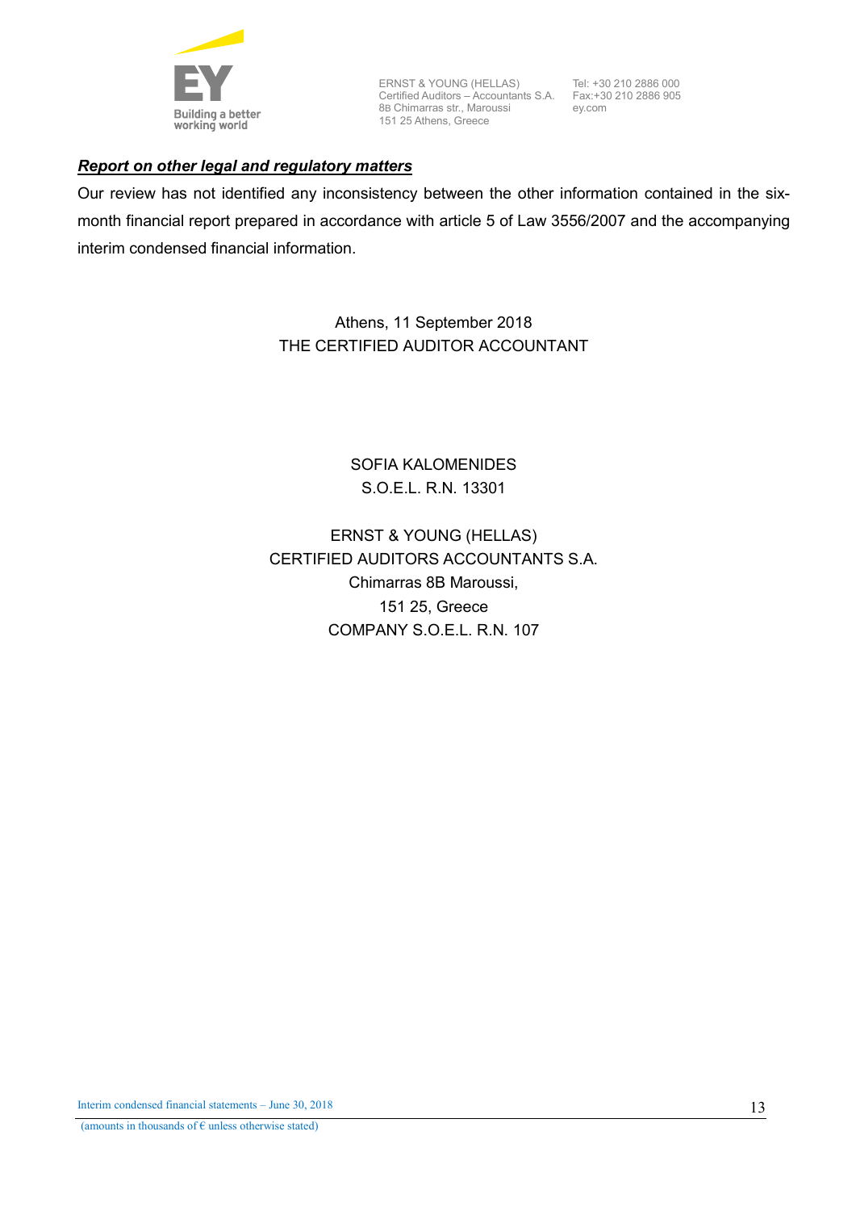### ***Report on other legal and regulatory matters***

Our review has not identified any inconsistency between the other information contained in the six-month financial report prepared in accordance with article 5 of Law 3556/2007 and the accompanying interim condensed financial information.

Athens, 11 September 2018
THE CERTIFIED AUDITOR ACCOUNTANT

SOFIA KALOMENIDES
S.O.E.L. R.N. 13301

ERNST & YOUNG (HELLAS)
CERTIFIED AUDITORS ACCOUNTANTS S.A.
Chimarras 8B Maroussi,
151 25, Greece
COMPANY S.O.E.L. R.N. 107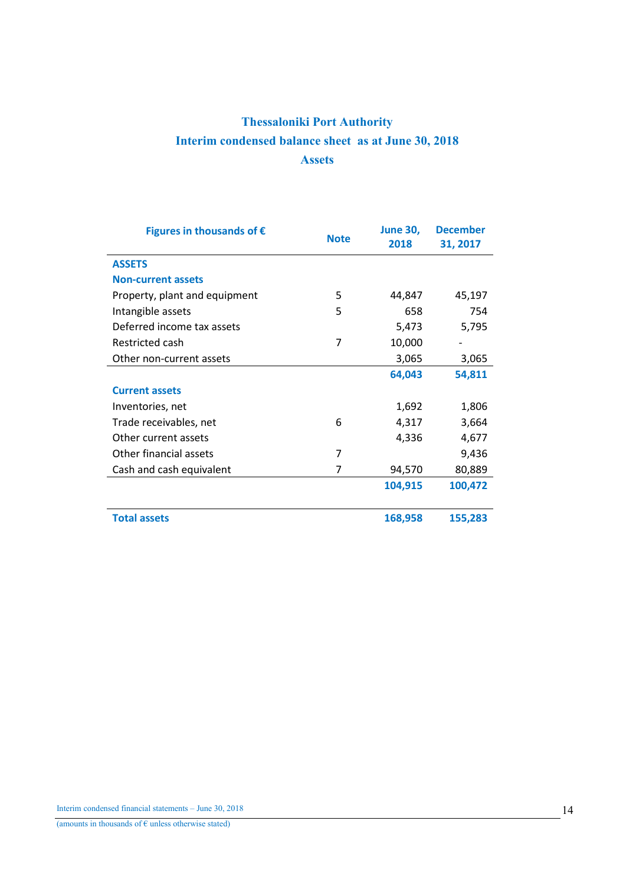# Thessaloniki Port Authority

## Interim condensed balance sheet as at June 30, 2018

### Assets

| Figures in thousands of € | Note | June 30, 2018 | December 31, 2017 |
|---|---|---|---|
| **ASSETS** | | | |
| **Non-current assets** | | | |
| Property, plant and equipment | 5 | 44,847 | 45,197 |
| Intangible assets | 5 | 658 | 754 |
| Deferred income tax assets | | 5,473 | 5,795 |
| Restricted cash | 7 | 10,000 | - |
| Other non-current assets | | 3,065 | 3,065 |
| | | **64,043** | **54,811** |
| **Current assets** | | | |
| Inventories, net | | 1,692 | 1,806 |
| Trade receivables, net | 6 | 4,317 | 3,664 |
| Other current assets | | 4,336 | 4,677 |
| Other financial assets | 7 | | 9,436 |
| Cash and cash equivalent | 7 | 94,570 | 80,889 |
| | | **104,915** | **100,472** |
| **Total assets** | | **168,958** | **155,283** |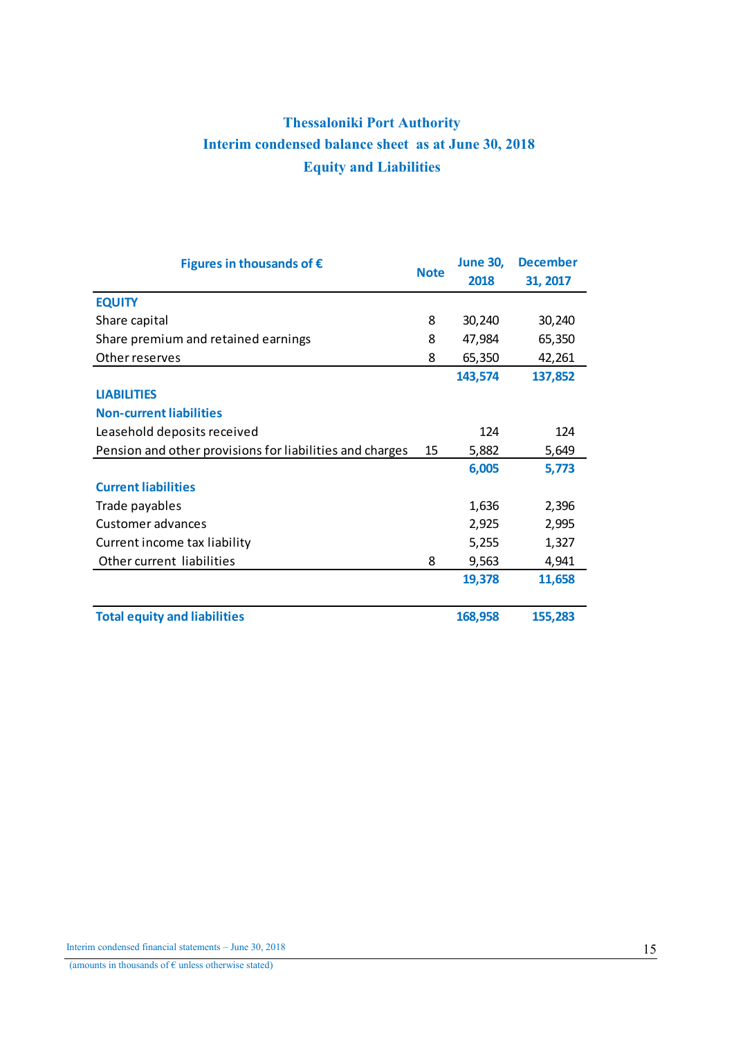# Thessaloniki Port Authority

## Interim condensed balance sheet as at June 30, 2018

## Equity and Liabilities

| Figures in thousands of € | Note | June 30, 2018 | December 31, 2017 |
|---|---|---|---|
| **EQUITY** | | | |
| Share capital | 8 | 30,240 | 30,240 |
| Share premium and retained earnings | 8 | 47,984 | 65,350 |
| Other reserves | 8 | 65,350 | 42,261 |
| | | **143,574** | **137,852** |
| **LIABILITIES** | | | |
| **Non-current liabilities** | | | |
| Leasehold deposits received | | 124 | 124 |
| Pension and other provisions for liabilities and charges | 15 | 5,882 | 5,649 |
| | | **6,005** | **5,773** |
| **Current liabilities** | | | |
| Trade payables | | 1,636 | 2,396 |
| Customer advances | | 2,925 | 2,995 |
| Current income tax liability | | 5,255 | 1,327 |
| Other current liabilities | 8 | 9,563 | 4,941 |
| | | **19,378** | **11,658** |
| **Total equity and liabilities** | | **168,958** | **155,283** |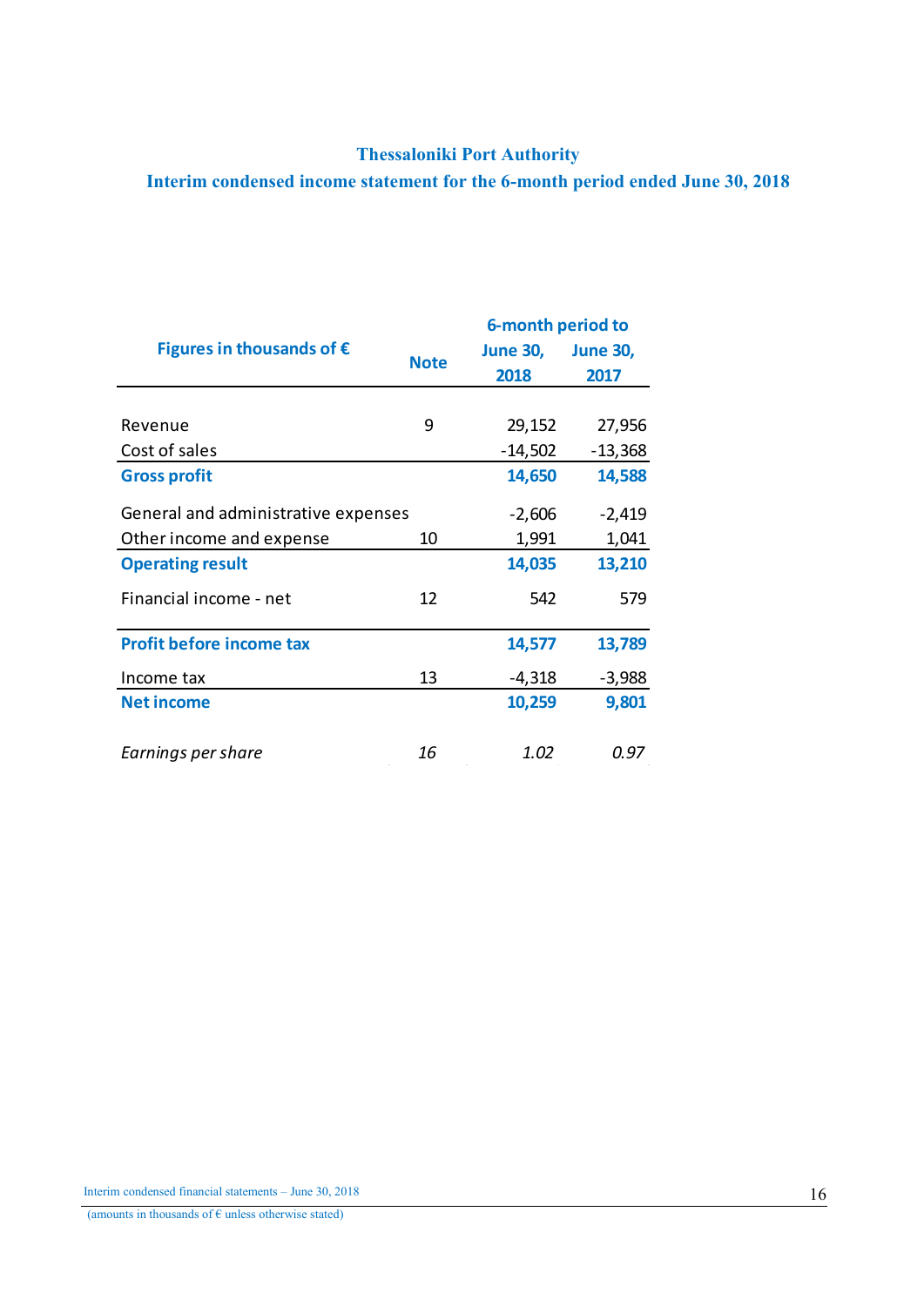# Thessaloniki Port Authority

## Interim condensed income statement for the 6-month period ended June 30, 2018

| Figures in thousands of € | Note | 6-month period to June 30, 2018 | June 30, 2017 |
|---|---|---|---|
| Revenue | 9 | 29,152 | 27,956 |
| Cost of sales | | -14,502 | -13,368 |
| **Gross profit** | | **14,650** | **14,588** |
| General and administrative expenses | | -2,606 | -2,419 |
| Other income and expense | 10 | 1,991 | 1,041 |
| **Operating result** | | **14,035** | **13,210** |
| Financial income - net | 12 | 542 | 579 |
| **Profit before income tax** | | **14,577** | **13,789** |
| Income tax | 13 | -4,318 | -3,988 |
| **Net income** | | **10,259** | **9,801** |
| *Earnings per share* | *16* | *1.02* | *0.97* |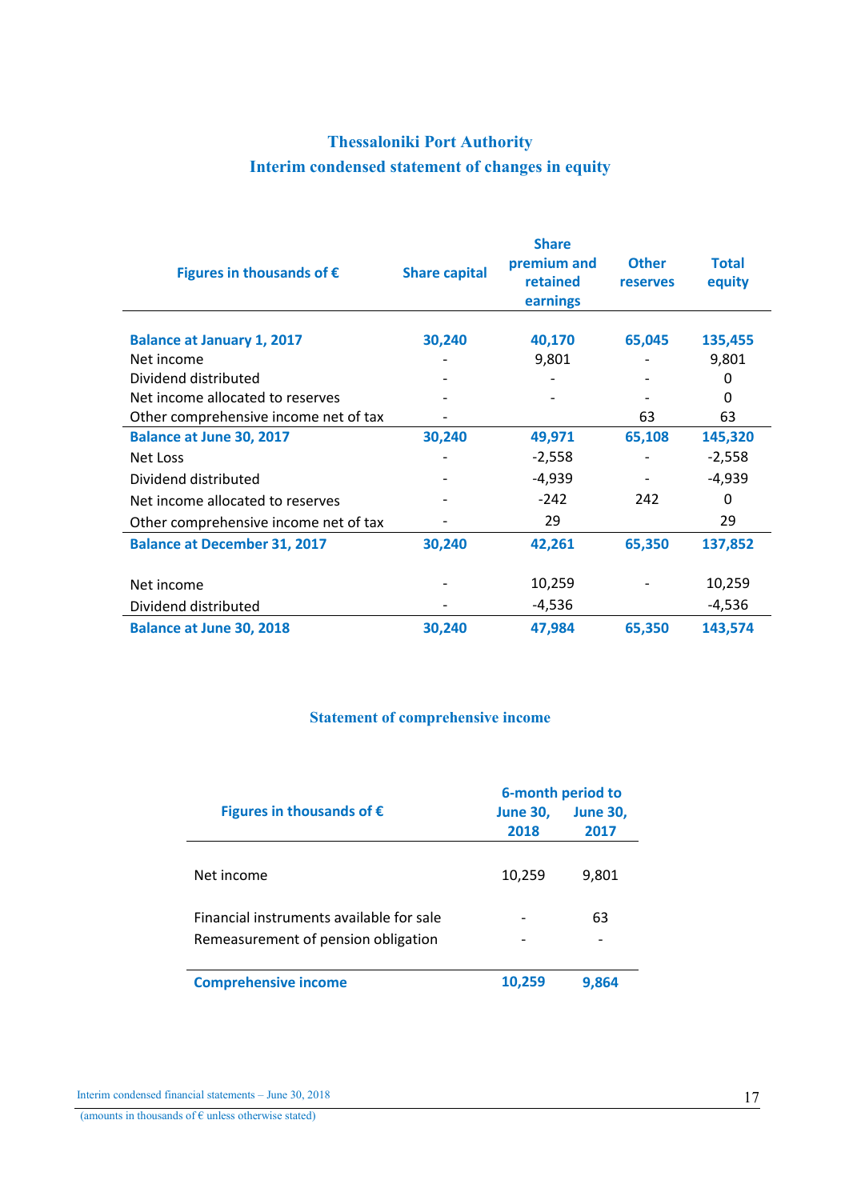# Thessaloniki Port Authority

## Interim condensed statement of changes in equity

| Figures in thousands of € | Share capital | Share premium and retained earnings | Other reserves | Total equity |
|---|---|---|---|---|
| **Balance at January 1, 2017** | **30,240** | **40,170** | **65,045** | **135,455** |
| Net income | - | 9,801 | - | 9,801 |
| Dividend distributed | - | - | - | 0 |
| Net income allocated to reserves | - | - | - | 0 |
| Other comprehensive income net of tax | - | | 63 | 63 |
| **Balance at June 30, 2017** | **30,240** | **49,971** | **65,108** | **145,320** |
| Net Loss | - | -2,558 | - | -2,558 |
| Dividend distributed | - | -4,939 | - | -4,939 |
| Net income allocated to reserves | - | -242 | 242 | 0 |
| Other comprehensive income net of tax | - | 29 | | 29 |
| **Balance at December 31, 2017** | **30,240** | **42,261** | **65,350** | **137,852** |
| Net income | - | 10,259 | - | 10,259 |
| Dividend distributed | - | -4,536 | | -4,536 |
| **Balance at June 30, 2018** | **30,240** | **47,984** | **65,350** | **143,574** |

## Statement of comprehensive income

| Figures in thousands of € | 6-month period to June 30, 2018 | June 30, 2017 |
|---|---|---|
| Net income | 10,259 | 9,801 |
| Financial instruments available for sale | - | 63 |
| Remeasurement of pension obligation | - | - |
| **Comprehensive income** | **10,259** | **9,864** |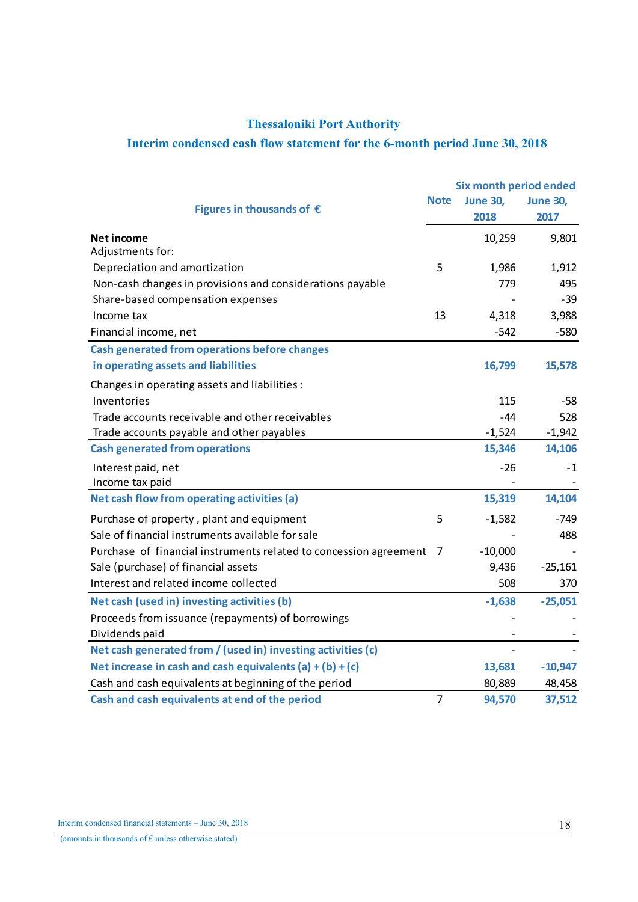# Thessaloniki Port Authority

## Interim condensed cash flow statement for the 6-month period June 30, 2018

| Figures in thousands of € | Note | Six month period ended June 30, 2018 | June 30, 2017 |
|---|---|---|---|
| **Net income** | | 10,259 | 9,801 |
| Adjustments for: | | | |
| Depreciation and amortization | 5 | 1,986 | 1,912 |
| Non-cash changes in provisions and considerations payable | | 779 | 495 |
| Share-based compensation expenses | | - | -39 |
| Income tax | 13 | 4,318 | 3,988 |
| Financial income, net | | -542 | -580 |
| **Cash generated from operations before changes in operating assets and liabilities** | | **16,799** | **15,578** |
| Changes in operating assets and liabilities : | | | |
| Inventories | | 115 | -58 |
| Trade accounts receivable and other receivables | | -44 | 528 |
| Trade accounts payable and other payables | | -1,524 | -1,942 |
| **Cash generated from operations** | | **15,346** | **14,106** |
| Interest paid, net | | -26 | -1 |
| Income tax paid | | - | - |
| **Net cash flow from operating activities (a)** | | **15,319** | **14,104** |
| Purchase of property , plant and equipment | 5 | -1,582 | -749 |
| Sale of financial instruments available for sale | | - | 488 |
| Purchase of financial instruments related to concession agreement | 7 | -10,000 | - |
| Sale (purchase) of financial assets | | 9,436 | -25,161 |
| Interest and related income collected | | 508 | 370 |
| **Net cash (used in) investing activities (b)** | | **-1,638** | **-25,051** |
| Proceeds from issuance (repayments) of borrowings | | - | - |
| Dividends paid | | - | - |
| **Net cash generated from / (used in) investing activities (c)** | | - | - |
| **Net increase in cash and cash equivalents (a) + (b) + (c)** | | **13,681** | **-10,947** |
| Cash and cash equivalents at beginning of the period | | 80,889 | 48,458 |
| **Cash and cash equivalents at end of the period** | 7 | **94,570** | **37,512** |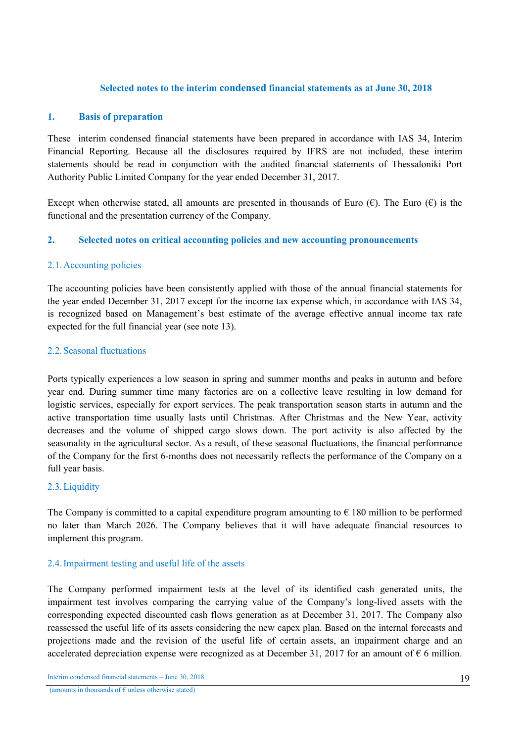## Selected notes to the interim condensed financial statements as at June 30, 2018

### 1. Basis of preparation

These interim condensed financial statements have been prepared in accordance with IAS 34, Interim Financial Reporting. Because all the disclosures required by IFRS are not included, these interim statements should be read in conjunction with the audited financial statements of Thessaloniki Port Authority Public Limited Company for the year ended December 31, 2017.

Except when otherwise stated, all amounts are presented in thousands of Euro (€). The Euro (€) is the functional and the presentation currency of the Company.

### 2. Selected notes on critical accounting policies and new accounting pronouncements

#### 2.1. Accounting policies

The accounting policies have been consistently applied with those of the annual financial statements for the year ended December 31, 2017 except for the income tax expense which, in accordance with IAS 34, is recognized based on Management's best estimate of the average effective annual income tax rate expected for the full financial year (see note 13).

#### 2.2. Seasonal fluctuations

Ports typically experiences a low season in spring and summer months and peaks in autumn and before year end. During summer time many factories are on a collective leave resulting in low demand for logistic services, especially for export services. The peak transportation season starts in autumn and the active transportation time usually lasts until Christmas. After Christmas and the New Year, activity decreases and the volume of shipped cargo slows down. The port activity is also affected by the seasonality in the agricultural sector. As a result, of these seasonal fluctuations, the financial performance of the Company for the first 6-months does not necessarily reflects the performance of the Company on a full year basis.

#### 2.3. Liquidity

The Company is committed to a capital expenditure program amounting to € 180 million to be performed no later than March 2026. The Company believes that it will have adequate financial resources to implement this program.

#### 2.4. Impairment testing and useful life of the assets

The Company performed impairment tests at the level of its identified cash generated units, the impairment test involves comparing the carrying value of the Company's long-lived assets with the corresponding expected discounted cash flows generation as at December 31, 2017. The Company also reassessed the useful life of its assets considering the new capex plan. Based on the internal forecasts and projections made and the revision of the useful life of certain assets, an impairment charge and an accelerated depreciation expense were recognized as at December 31, 2017 for an amount of € 6 million.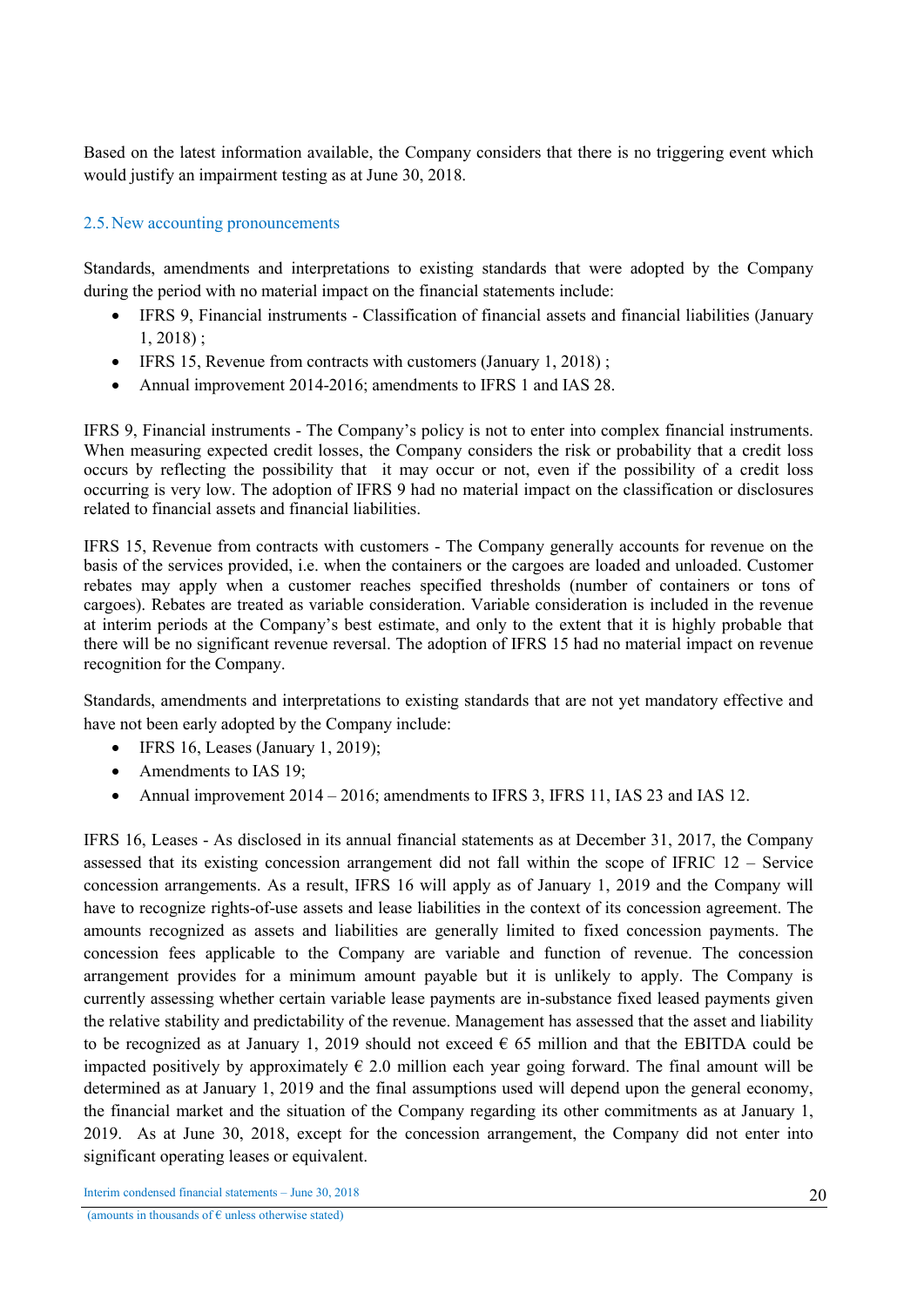Based on the latest information available, the Company considers that there is no triggering event which would justify an impairment testing as at June 30, 2018.

### 2.5. New accounting pronouncements

Standards, amendments and interpretations to existing standards that were adopted by the Company during the period with no material impact on the financial statements include:

- IFRS 9, Financial instruments - Classification of financial assets and financial liabilities (January 1, 2018) ;
- IFRS 15, Revenue from contracts with customers (January 1, 2018) ;
- Annual improvement 2014-2016; amendments to IFRS 1 and IAS 28.

IFRS 9, Financial instruments - The Company's policy is not to enter into complex financial instruments. When measuring expected credit losses, the Company considers the risk or probability that a credit loss occurs by reflecting the possibility that it may occur or not, even if the possibility of a credit loss occurring is very low. The adoption of IFRS 9 had no material impact on the classification or disclosures related to financial assets and financial liabilities.

IFRS 15, Revenue from contracts with customers - The Company generally accounts for revenue on the basis of the services provided, i.e. when the containers or the cargoes are loaded and unloaded. Customer rebates may apply when a customer reaches specified thresholds (number of containers or tons of cargoes). Rebates are treated as variable consideration. Variable consideration is included in the revenue at interim periods at the Company's best estimate, and only to the extent that it is highly probable that there will be no significant revenue reversal. The adoption of IFRS 15 had no material impact on revenue recognition for the Company.

Standards, amendments and interpretations to existing standards that are not yet mandatory effective and have not been early adopted by the Company include:

- IFRS 16, Leases (January 1, 2019);
- Amendments to IAS 19;
- Annual improvement 2014 – 2016; amendments to IFRS 3, IFRS 11, IAS 23 and IAS 12.

IFRS 16, Leases - As disclosed in its annual financial statements as at December 31, 2017, the Company assessed that its existing concession arrangement did not fall within the scope of IFRIC 12 – Service concession arrangements. As a result, IFRS 16 will apply as of January 1, 2019 and the Company will have to recognize rights-of-use assets and lease liabilities in the context of its concession agreement. The amounts recognized as assets and liabilities are generally limited to fixed concession payments. The concession fees applicable to the Company are variable and function of revenue. The concession arrangement provides for a minimum amount payable but it is unlikely to apply. The Company is currently assessing whether certain variable lease payments are in-substance fixed leased payments given the relative stability and predictability of the revenue. Management has assessed that the asset and liability to be recognized as at January 1, 2019 should not exceed € 65 million and that the EBITDA could be impacted positively by approximately € 2.0 million each year going forward. The final amount will be determined as at January 1, 2019 and the final assumptions used will depend upon the general economy, the financial market and the situation of the Company regarding its other commitments as at January 1, 2019. As at June 30, 2018, except for the concession arrangement, the Company did not enter into significant operating leases or equivalent.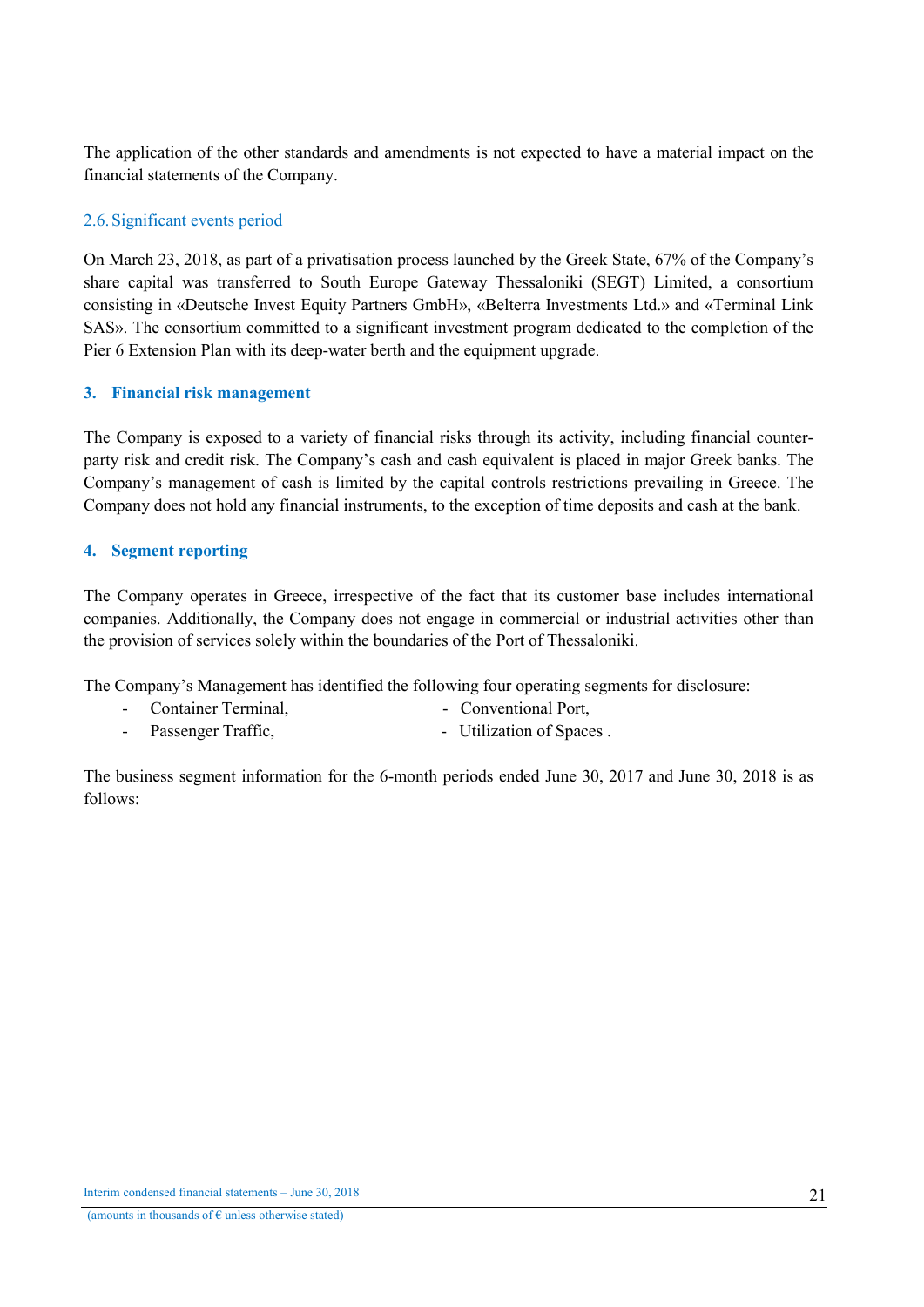The application of the other standards and amendments is not expected to have a material impact on the financial statements of the Company.

## 2.6. Significant events period

On March 23, 2018, as part of a privatisation process launched by the Greek State, 67% of the Company's share capital was transferred to South Europe Gateway Thessaloniki (SEGT) Limited, a consortium consisting in «Deutsche Invest Equity Partners GmbH», «Belterra Investments Ltd.» and «Terminal Link SAS». The consortium committed to a significant investment program dedicated to the completion of the Pier 6 Extension Plan with its deep-water berth and the equipment upgrade.

## 3. Financial risk management

The Company is exposed to a variety of financial risks through its activity, including financial counter-party risk and credit risk. The Company's cash and cash equivalent is placed in major Greek banks. The Company's management of cash is limited by the capital controls restrictions prevailing in Greece. The Company does not hold any financial instruments, to the exception of time deposits and cash at the bank.

## 4. Segment reporting

The Company operates in Greece, irrespective of the fact that its customer base includes international companies. Additionally, the Company does not engage in commercial or industrial activities other than the provision of services solely within the boundaries of the Port of Thessaloniki.

The Company's Management has identified the following four operating segments for disclosure:

- Container Terminal,
- Passenger Traffic,
- Conventional Port,
- Utilization of Spaces .

The business segment information for the 6-month periods ended June 30, 2017 and June 30, 2018 is as follows: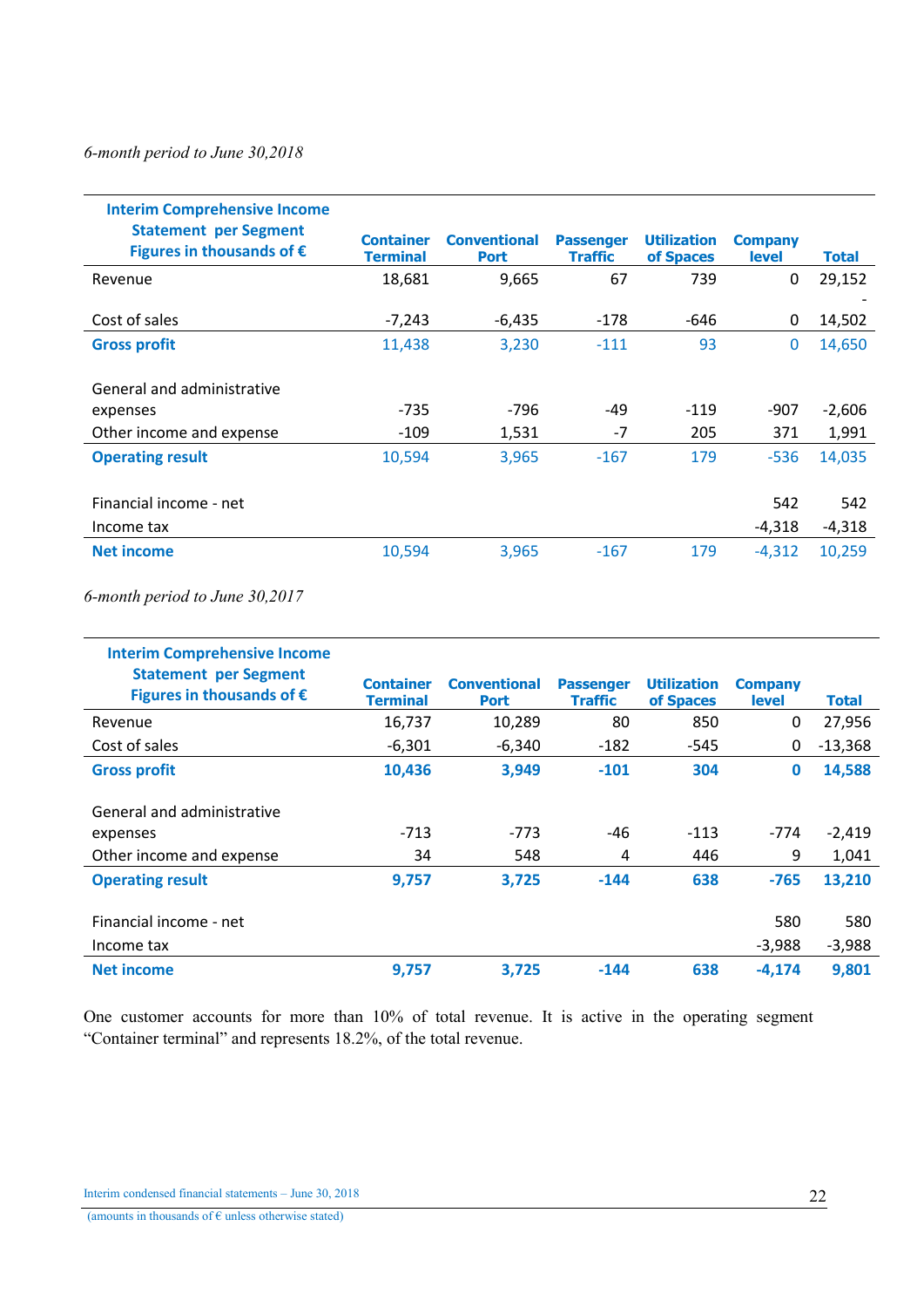*6-month period to June 30,2018*

| Interim Comprehensive Income Statement per Segment Figures in thousands of € | Container Terminal | Conventional Port | Passenger Traffic | Utilization of Spaces | Company level | Total |
|---|---|---|---|---|---|---|
| Revenue | 18,681 | 9,665 | 67 | 739 | 0 | 29,152 |
| Cost of sales | -7,243 | -6,435 | -178 | -646 | 0 | -14,502 |
| **Gross profit** | 11,438 | 3,230 | -111 | 93 | 0 | 14,650 |
| General and administrative expenses | -735 | -796 | -49 | -119 | -907 | -2,606 |
| Other income and expense | -109 | 1,531 | -7 | 205 | 371 | 1,991 |
| **Operating result** | 10,594 | 3,965 | -167 | 179 | -536 | 14,035 |
| Financial income - net | | | | | 542 | 542 |
| Income tax | | | | | -4,318 | -4,318 |
| **Net income** | 10,594 | 3,965 | -167 | 179 | -4,312 | 10,259 |

*6-month period to June 30,2017*

| Interim Comprehensive Income Statement per Segment Figures in thousands of € | Container Terminal | Conventional Port | Passenger Traffic | Utilization of Spaces | Company level | Total |
|---|---|---|---|---|---|---|
| Revenue | 16,737 | 10,289 | 80 | 850 | 0 | 27,956 |
| Cost of sales | -6,301 | -6,340 | -182 | -545 | 0 | -13,368 |
| **Gross profit** | **10,436** | **3,949** | **-101** | **304** | **0** | **14,588** |
| General and administrative expenses | -713 | -773 | -46 | -113 | -774 | -2,419 |
| Other income and expense | 34 | 548 | 4 | 446 | 9 | 1,041 |
| **Operating result** | **9,757** | **3,725** | **-144** | **638** | **-765** | **13,210** |
| Financial income - net | | | | | 580 | 580 |
| Income tax | | | | | -3,988 | -3,988 |
| **Net income** | **9,757** | **3,725** | **-144** | **638** | **-4,174** | **9,801** |

One customer accounts for more than 10% of total revenue. It is active in the operating segment "Container terminal" and represents 18.2%, of the total revenue.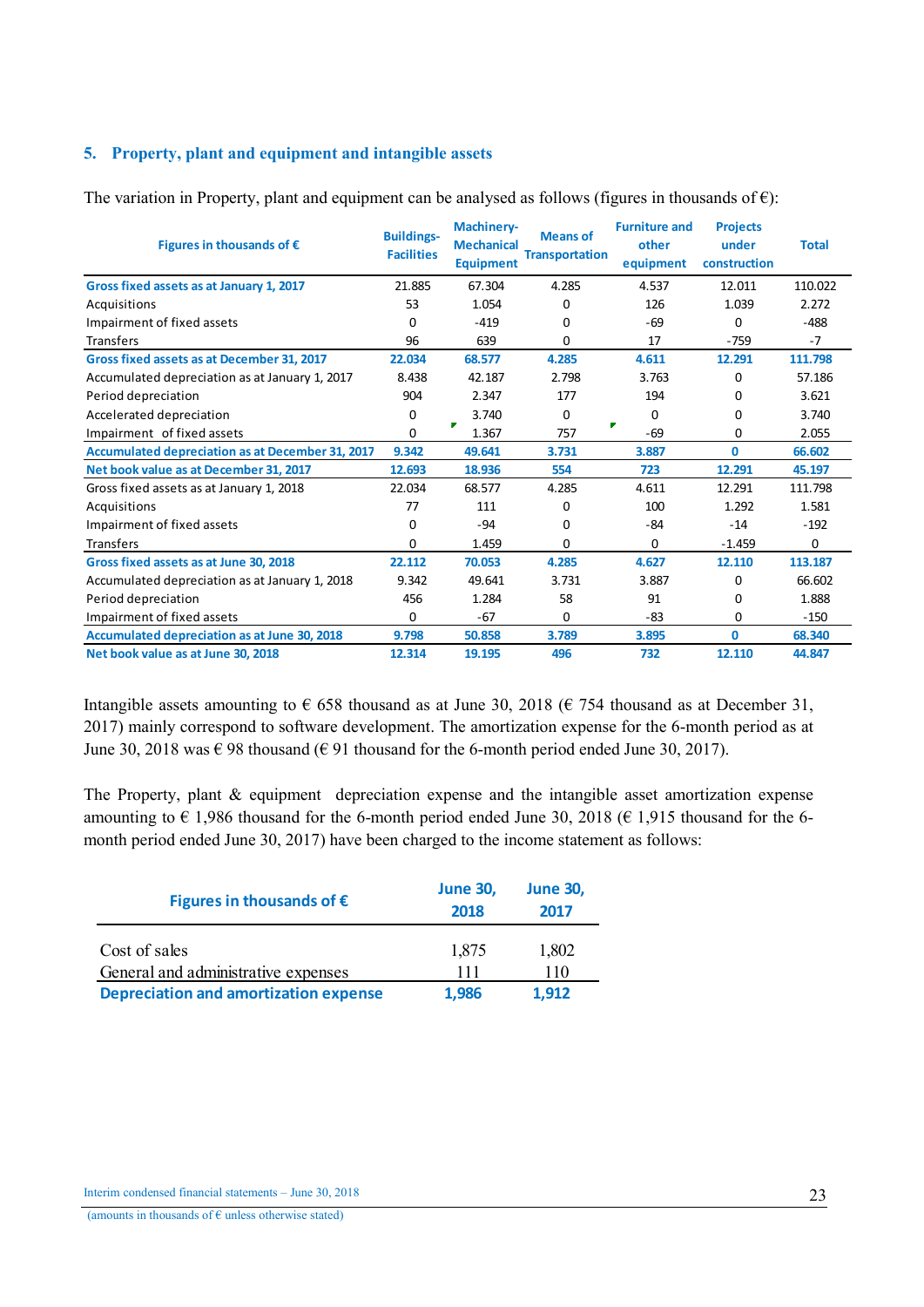## 5. Property, plant and equipment and intangible assets

The variation in Property, plant and equipment can be analysed as follows (figures in thousands of €):

| Figures in thousands of € | Buildings-Facilities | Machinery-Mechanical Equipment | Means of Transportation | Furniture and other equipment | Projects under construction | Total |
|---|---|---|---|---|---|---|
| **Gross fixed assets as at January 1, 2017** | 21.885 | 67.304 | 4.285 | 4.537 | 12.011 | 110.022 |
| Acquisitions | 53 | 1.054 | 0 | 126 | 1.039 | 2.272 |
| Impairment of fixed assets | 0 | -419 | 0 | -69 | 0 | -488 |
| Transfers | 96 | 639 | 0 | 17 | -759 | -7 |
| **Gross fixed assets as at December 31, 2017** | **22.034** | **68.577** | **4.285** | **4.611** | **12.291** | **111.798** |
| Accumulated depreciation as at January 1, 2017 | 8.438 | 42.187 | 2.798 | 3.763 | 0 | 57.186 |
| Period depreciation | 904 | 2.347 | 177 | 194 | 0 | 3.621 |
| Accelerated depreciation | 0 | 3.740 | 0 | 0 | 0 | 3.740 |
| Impairment of fixed assets | 0 | 1.367 | 757 | -69 | 0 | 2.055 |
| **Accumulated depreciation as at December 31, 2017** | **9.342** | **49.641** | **3.731** | **3.887** | **0** | **66.602** |
| **Net book value as at December 31, 2017** | **12.693** | **18.936** | **554** | **723** | **12.291** | **45.197** |
| Gross fixed assets as at January 1, 2018 | 22.034 | 68.577 | 4.285 | 4.611 | 12.291 | 111.798 |
| Acquisitions | 77 | 111 | 0 | 100 | 1.292 | 1.581 |
| Impairment of fixed assets | 0 | -94 | 0 | -84 | -14 | -192 |
| Transfers | 0 | 1.459 | 0 | 0 | -1.459 | 0 |
| **Gross fixed assets as at June 30, 2018** | **22.112** | **70.053** | **4.285** | **4.627** | **12.110** | **113.187** |
| Accumulated depreciation as at January 1, 2018 | 9.342 | 49.641 | 3.731 | 3.887 | 0 | 66.602 |
| Period depreciation | 456 | 1.284 | 58 | 91 | 0 | 1.888 |
| Impairment of fixed assets | 0 | -67 | 0 | -83 | 0 | -150 |
| **Accumulated depreciation as at June 30, 2018** | **9.798** | **50.858** | **3.789** | **3.895** | **0** | **68.340** |
| **Net book value as at June 30, 2018** | **12.314** | **19.195** | **496** | **732** | **12.110** | **44.847** |

Intangible assets amounting to € 658 thousand as at June 30, 2018 (€ 754 thousand as at December 31, 2017) mainly correspond to software development. The amortization expense for the 6-month period as at June 30, 2018 was € 98 thousand (€ 91 thousand for the 6-month period ended June 30, 2017).

The Property, plant & equipment depreciation expense and the intangible asset amortization expense amounting to € 1,986 thousand for the 6-month period ended June 30, 2018 (€ 1,915 thousand for the 6-month period ended June 30, 2017) have been charged to the income statement as follows:

| Figures in thousands of € | June 30, 2018 | June 30, 2017 |
|---|---|---|
| Cost of sales | 1,875 | 1,802 |
| General and administrative expenses | 111 | 110 |
| **Depreciation and amortization expense** | **1,986** | **1,912** |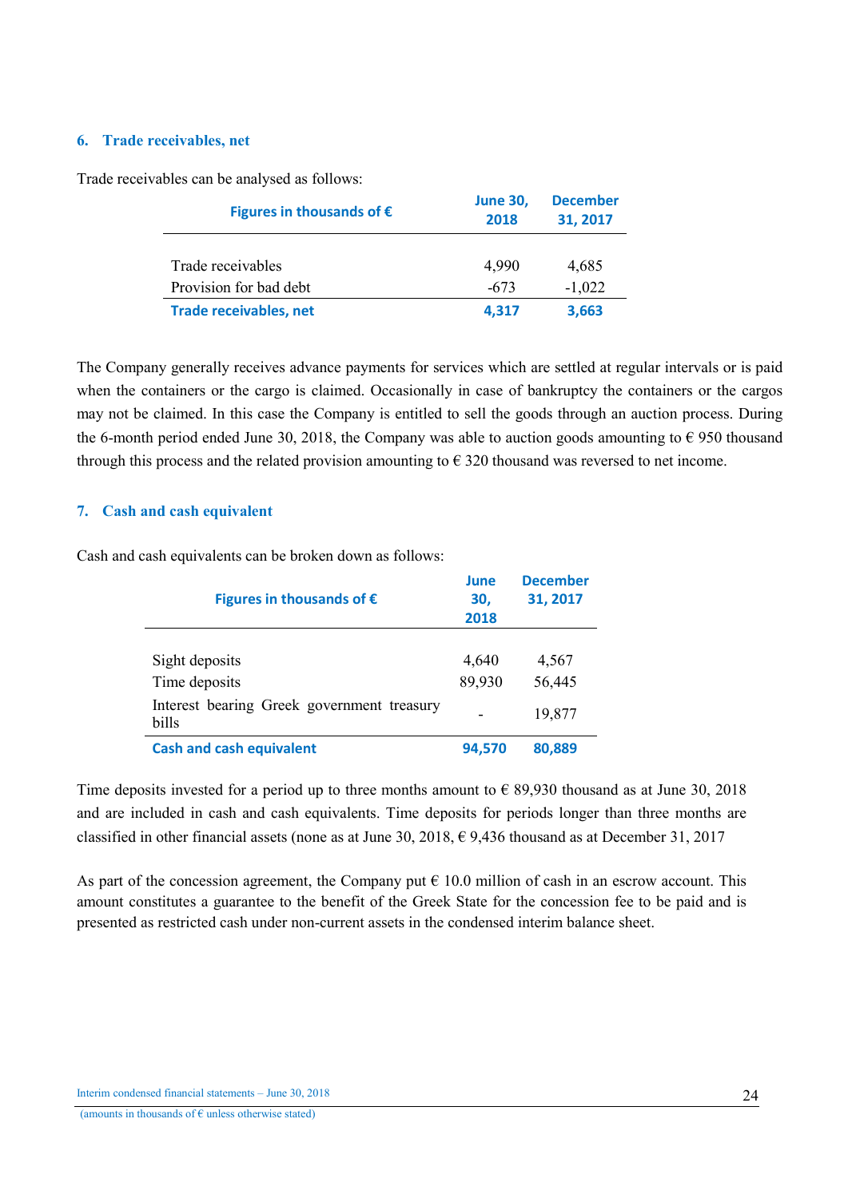## 6. Trade receivables, net

Trade receivables can be analysed as follows:

| Figures in thousands of € | June 30, 2018 | December 31, 2017 |
|---|---|---|
| Trade receivables | 4,990 | 4,685 |
| Provision for bad debt | -673 | -1,022 |
| **Trade receivables, net** | **4,317** | **3,663** |

The Company generally receives advance payments for services which are settled at regular intervals or is paid when the containers or the cargo is claimed. Occasionally in case of bankruptcy the containers or the cargos may not be claimed. In this case the Company is entitled to sell the goods through an auction process. During the 6-month period ended June 30, 2018, the Company was able to auction goods amounting to € 950 thousand through this process and the related provision amounting to € 320 thousand was reversed to net income.

## 7. Cash and cash equivalent

Cash and cash equivalents can be broken down as follows:

| Figures in thousands of € | June 30, 2018 | December 31, 2017 |
|---|---|---|
| Sight deposits | 4,640 | 4,567 |
| Time deposits | 89,930 | 56,445 |
| Interest bearing Greek government treasury bills | - | 19,877 |
| **Cash and cash equivalent** | **94,570** | **80,889** |

Time deposits invested for a period up to three months amount to € 89,930 thousand as at June 30, 2018 and are included in cash and cash equivalents. Time deposits for periods longer than three months are classified in other financial assets (none as at June 30, 2018, € 9,436 thousand as at December 31, 2017

As part of the concession agreement, the Company put € 10.0 million of cash in an escrow account. This amount constitutes a guarantee to the benefit of the Greek State for the concession fee to be paid and is presented as restricted cash under non-current assets in the condensed interim balance sheet.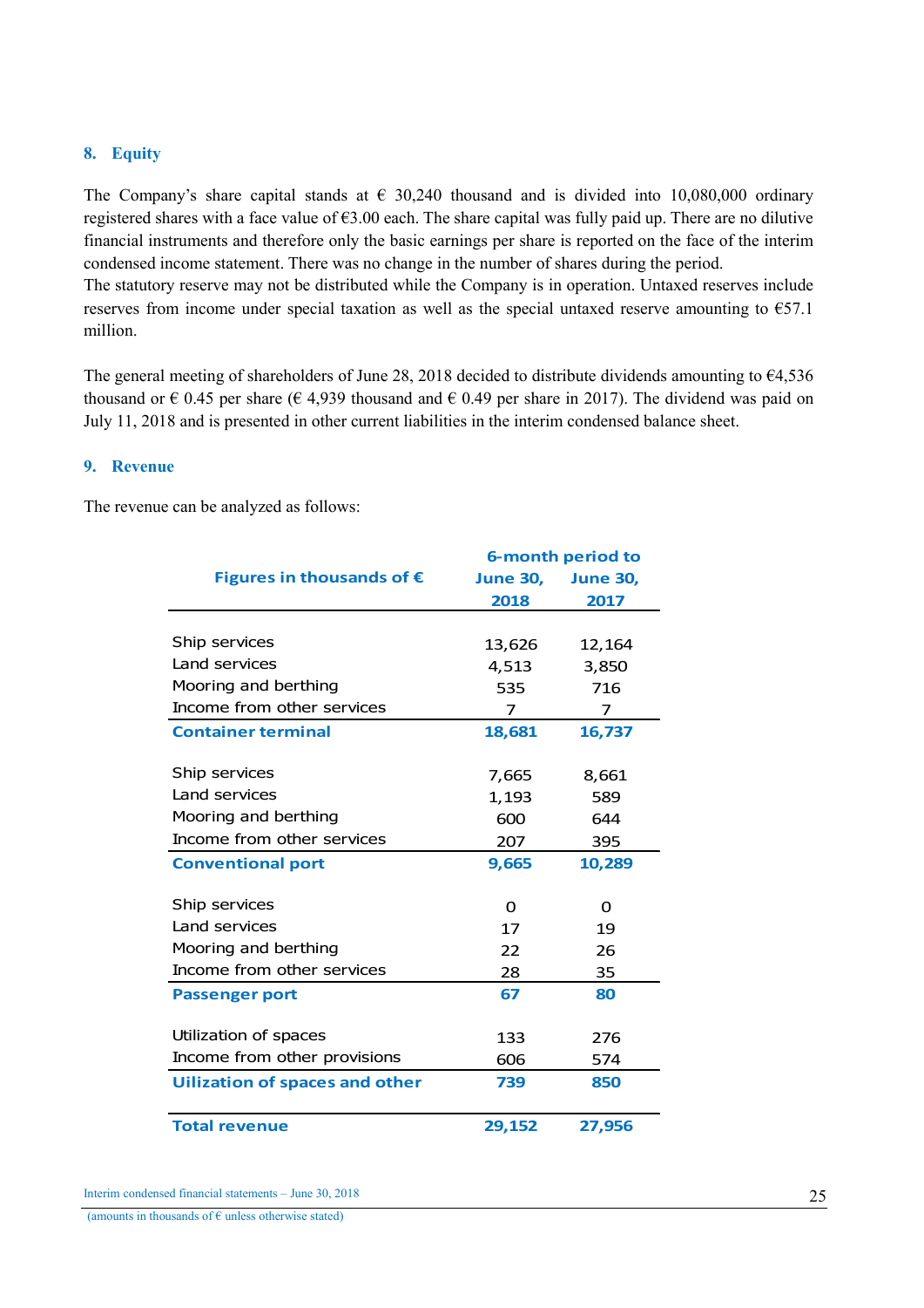## 8. Equity

The Company's share capital stands at € 30,240 thousand and is divided into 10,080,000 ordinary registered shares with a face value of €3.00 each. The share capital was fully paid up. There are no dilutive financial instruments and therefore only the basic earnings per share is reported on the face of the interim condensed income statement. There was no change in the number of shares during the period.
The statutory reserve may not be distributed while the Company is in operation. Untaxed reserves include reserves from income under special taxation as well as the special untaxed reserve amounting to €57.1 million.

The general meeting of shareholders of June 28, 2018 decided to distribute dividends amounting to €4,536 thousand or € 0.45 per share (€ 4,939 thousand and € 0.49 per share in 2017). The dividend was paid on July 11, 2018 and is presented in other current liabilities in the interim condensed balance sheet.

## 9. Revenue

The revenue can be analyzed as follows:

| Figures in thousands of € | 6-month period to June 30, 2018 | June 30, 2017 |
|---|---|---|
| Ship services | 13,626 | 12,164 |
| Land services | 4,513 | 3,850 |
| Mooring and berthing | 535 | 716 |
| Income from other services | 7 | 7 |
| **Container terminal** | **18,681** | **16,737** |
| Ship services | 7,665 | 8,661 |
| Land services | 1,193 | 589 |
| Mooring and berthing | 600 | 644 |
| Income from other services | 207 | 395 |
| **Conventional port** | **9,665** | **10,289** |
| Ship services | 0 | 0 |
| Land services | 17 | 19 |
| Mooring and berthing | 22 | 26 |
| Income from other services | 28 | 35 |
| **Passenger port** | **67** | **80** |
| Utilization of spaces | 133 | 276 |
| Income from other provisions | 606 | 574 |
| **Uilization of spaces and other** | **739** | **850** |
| **Total revenue** | **29,152** | **27,956** |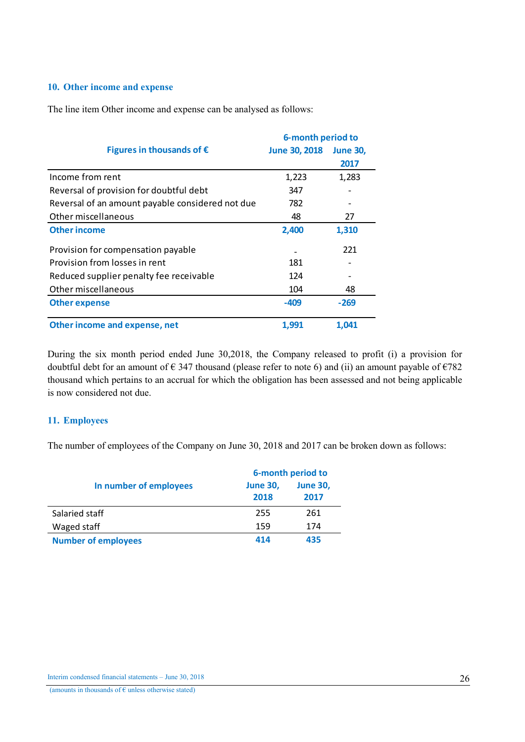## 10. Other income and expense

The line item Other income and expense can be analysed as follows:

| Figures in thousands of € | 6-month period to June 30, 2018 | June 30, 2017 |
|---|---|---|
| Income from rent | 1,223 | 1,283 |
| Reversal of provision for doubtful debt | 347 | - |
| Reversal of an amount payable considered not due | 782 | - |
| Other miscellaneous | 48 | 27 |
| **Other income** | **2,400** | **1,310** |
| Provision for compensation payable | - | 221 |
| Provision from losses in rent | 181 | - |
| Reduced supplier penalty fee receivable | 124 | - |
| Other miscellaneous | 104 | 48 |
| **Other expense** | **-409** | **-269** |
| **Other income and expense, net** | **1,991** | **1,041** |

During the six month period ended June 30,2018, the Company released to profit (i) a provision for doubtful debt for an amount of € 347 thousand (please refer to note 6) and (ii) an amount payable of €782 thousand which pertains to an accrual for which the obligation has been assessed and not being applicable is now considered not due.

## 11. Employees

The number of employees of the Company on June 30, 2018 and 2017 can be broken down as follows:

| In number of employees | 6-month period to June 30, 2018 | June 30, 2017 |
|---|---|---|
| Salaried staff | 255 | 261 |
| Waged staff | 159 | 174 |
| **Number of employees** | **414** | **435** |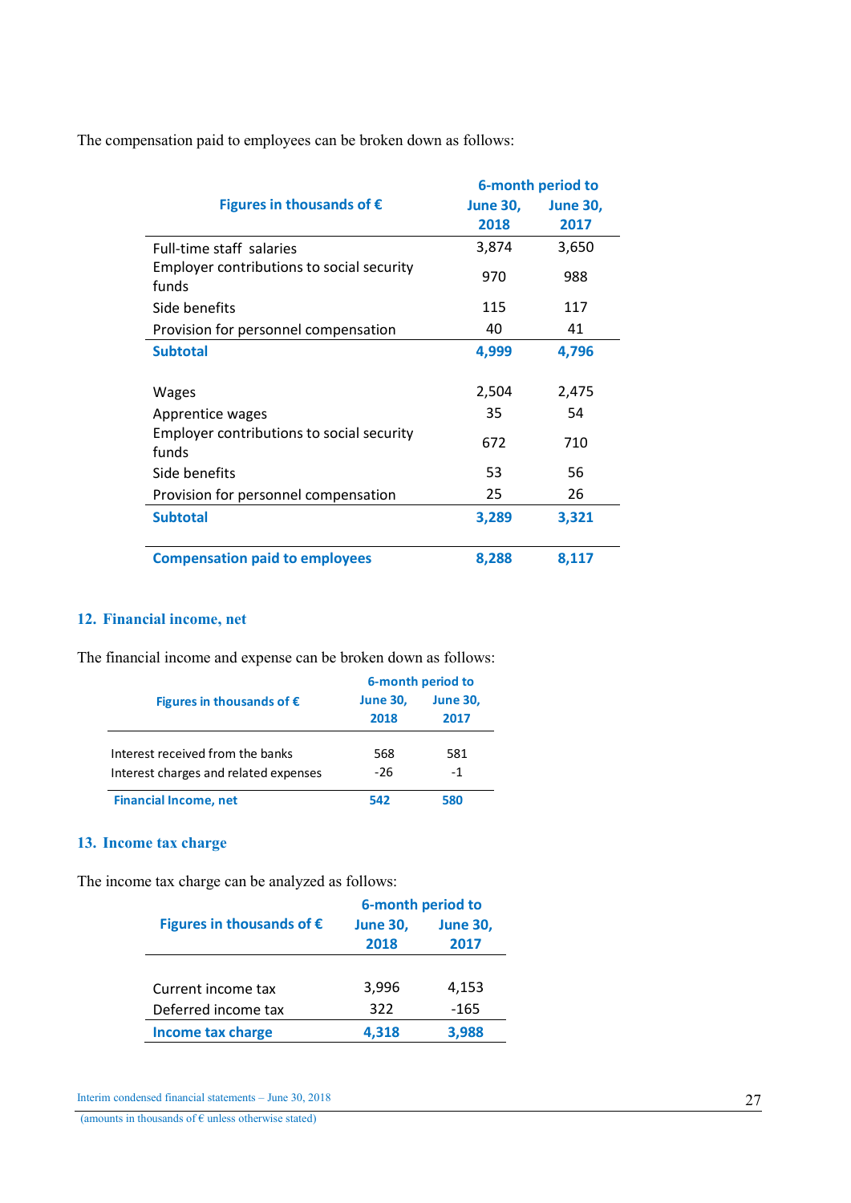The compensation paid to employees can be broken down as follows:

| Figures in thousands of € | 6-month period to June 30, 2018 | June 30, 2017 |
|---|---|---|
| Full-time staff salaries | 3,874 | 3,650 |
| Employer contributions to social security funds | 970 | 988 |
| Side benefits | 115 | 117 |
| Provision for personnel compensation | 40 | 41 |
| **Subtotal** | **4,999** | **4,796** |
| Wages | 2,504 | 2,475 |
| Apprentice wages | 35 | 54 |
| Employer contributions to social security funds | 672 | 710 |
| Side benefits | 53 | 56 |
| Provision for personnel compensation | 25 | 26 |
| **Subtotal** | **3,289** | **3,321** |
| **Compensation paid to employees** | **8,288** | **8,117** |

## 12. Financial income, net

The financial income and expense can be broken down as follows:

| Figures in thousands of € | 6-month period to June 30, 2018 | June 30, 2017 |
|---|---|---|
| Interest received from the banks | 568 | 581 |
| Interest charges and related expenses | -26 | -1 |
| **Financial Income, net** | **542** | **580** |

## 13. Income tax charge

The income tax charge can be analyzed as follows:

| Figures in thousands of € | 6-month period to June 30, 2018 | June 30, 2017 |
|---|---|---|
| Current income tax | 3,996 | 4,153 |
| Deferred income tax | 322 | -165 |
| **Income tax charge** | **4,318** | **3,988** |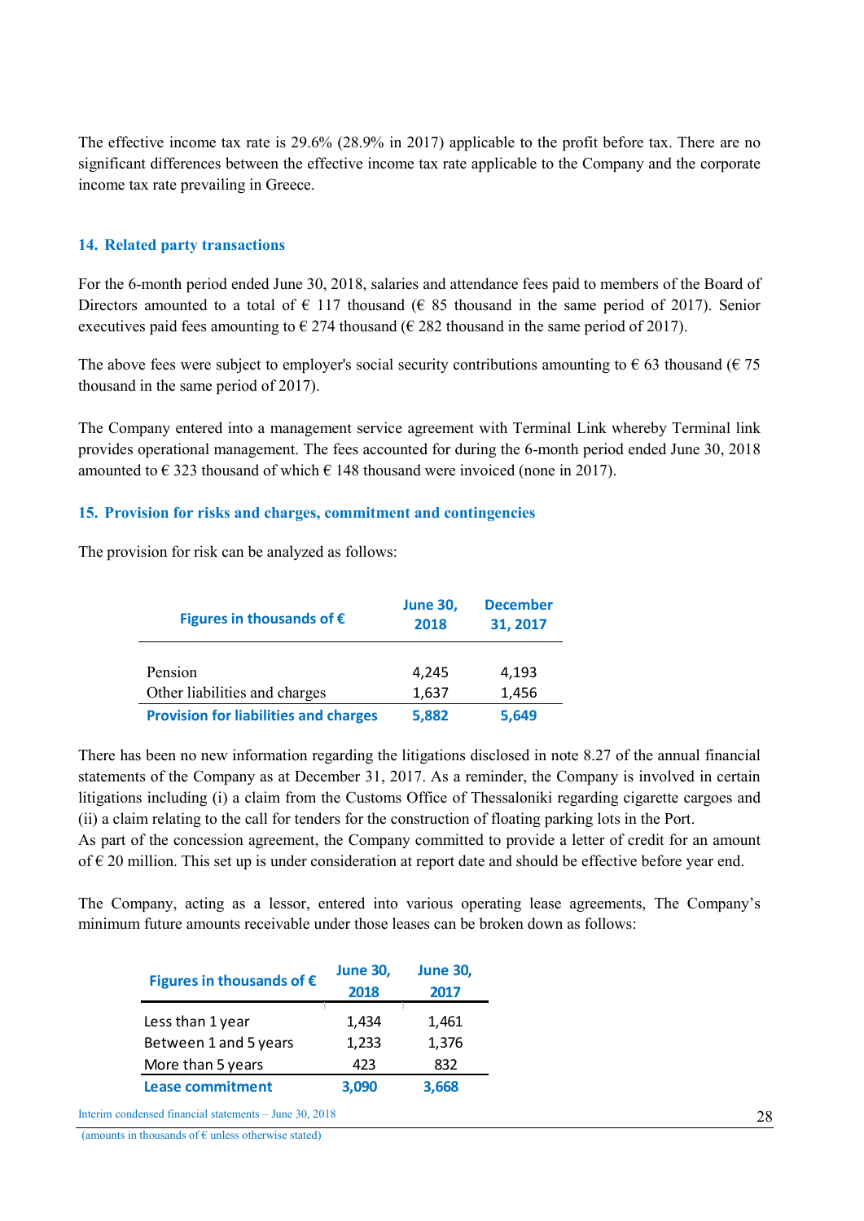The effective income tax rate is 29.6% (28.9% in 2017) applicable to the profit before tax. There are no significant differences between the effective income tax rate applicable to the Company and the corporate income tax rate prevailing in Greece.

## 14. Related party transactions

For the 6-month period ended June 30, 2018, salaries and attendance fees paid to members of the Board of Directors amounted to a total of € 117 thousand (€ 85 thousand in the same period of 2017). Senior executives paid fees amounting to € 274 thousand (€ 282 thousand in the same period of 2017).

The above fees were subject to employer's social security contributions amounting to € 63 thousand (€ 75 thousand in the same period of 2017).

The Company entered into a management service agreement with Terminal Link whereby Terminal link provides operational management. The fees accounted for during the 6-month period ended June 30, 2018 amounted to € 323 thousand of which € 148 thousand were invoiced (none in 2017).

## 15. Provision for risks and charges, commitment and contingencies

The provision for risk can be analyzed as follows:

| Figures in thousands of € | June 30, 2018 | December 31, 2017 |
|---|---|---|
| Pension | 4,245 | 4,193 |
| Other liabilities and charges | 1,637 | 1,456 |
| **Provision for liabilities and charges** | **5,882** | **5,649** |

There has been no new information regarding the litigations disclosed in note 8.27 of the annual financial statements of the Company as at December 31, 2017. As a reminder, the Company is involved in certain litigations including (i) a claim from the Customs Office of Thessaloniki regarding cigarette cargoes and (ii) a claim relating to the call for tenders for the construction of floating parking lots in the Port.
As part of the concession agreement, the Company committed to provide a letter of credit for an amount of € 20 million. This set up is under consideration at report date and should be effective before year end.

The Company, acting as a lessor, entered into various operating lease agreements, The Company's minimum future amounts receivable under those leases can be broken down as follows:

| Figures in thousands of € | June 30, 2018 | June 30, 2017 |
|---|---|---|
| Less than 1 year | 1,434 | 1,461 |
| Between 1 and 5 years | 1,233 | 1,376 |
| More than 5 years | 423 | 832 |
| **Lease commitment** | **3,090** | **3,668** |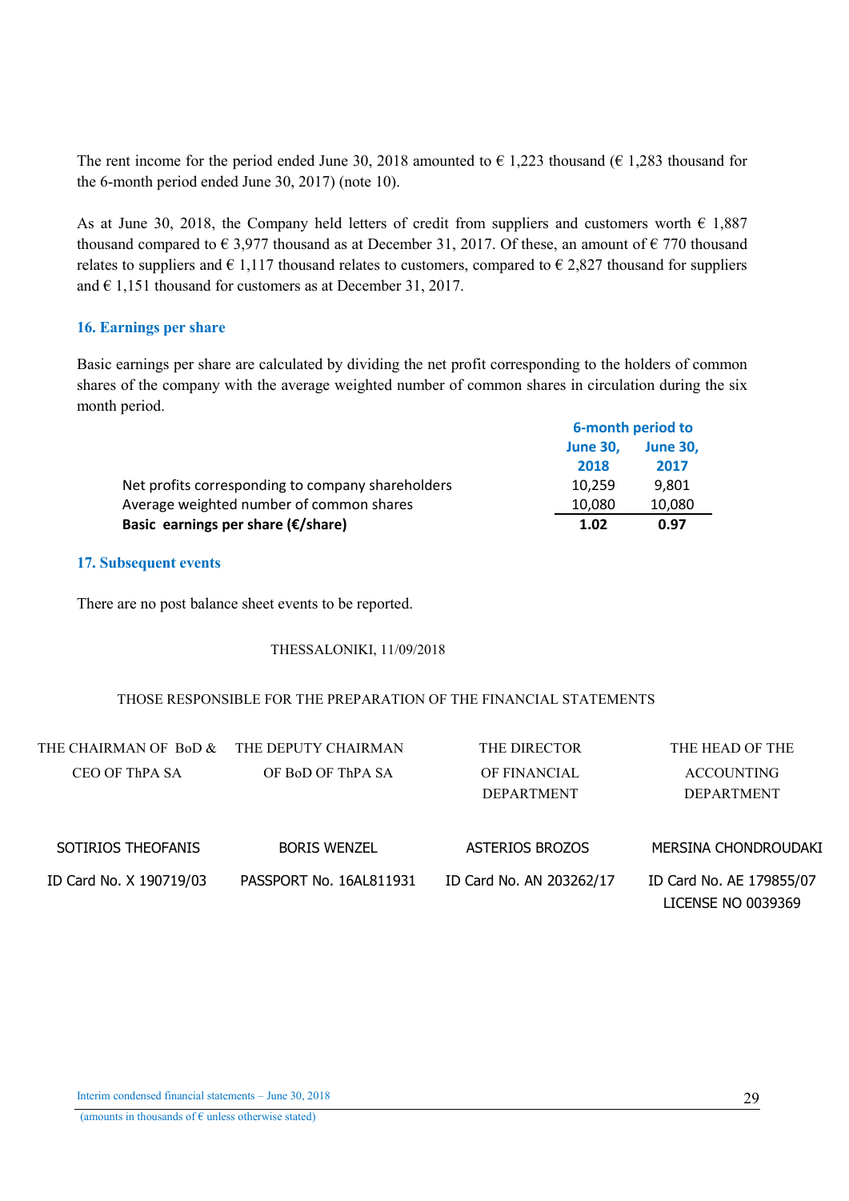The rent income for the period ended June 30, 2018 amounted to € 1,223 thousand (€ 1,283 thousand for the 6-month period ended June 30, 2017) (note 10).

As at June 30, 2018, the Company held letters of credit from suppliers and customers worth € 1,887 thousand compared to € 3,977 thousand as at December 31, 2017. Of these, an amount of € 770 thousand relates to suppliers and € 1,117 thousand relates to customers, compared to € 2,827 thousand for suppliers and € 1,151 thousand for customers as at December 31, 2017.

### 16. Earnings per share

Basic earnings per share are calculated by dividing the net profit corresponding to the holders of common shares of the company with the average weighted number of common shares in circulation during the six month period.

| | 6-month period to | |
|---|---|---|
| | June 30, 2018 | June 30, 2017 |
| Net profits corresponding to company shareholders | 10,259 | 9,801 |
| Average weighted number of common shares | 10,080 | 10,080 |
| **Basic earnings per share (€/share)** | **1.02** | **0.97** |

### 17. Subsequent events

There are no post balance sheet events to be reported.

THESSALONIKI, 11/09/2018

THOSE RESPONSIBLE FOR THE PREPARATION OF THE FINANCIAL STATEMENTS

| THE CHAIRMAN OF BoD & CEO OF ThPA SA | THE DEPUTY CHAIRMAN OF BoD OF ThPA SA | THE DIRECTOR OF FINANCIAL DEPARTMENT | THE HEAD OF THE ACCOUNTING DEPARTMENT |
|---|---|---|---|
| SOTIRIOS THEOFANIS | BORIS WENZEL | ASTERIOS BROZOS | MERSINA CHONDROUDAKI |
| ID Card No. X 190719/03 | PASSPORT No. 16AL811931 | ID Card No. AN 203262/17 | ID Card No. AE 179855/07<br>LICENSE NO 0039369 |